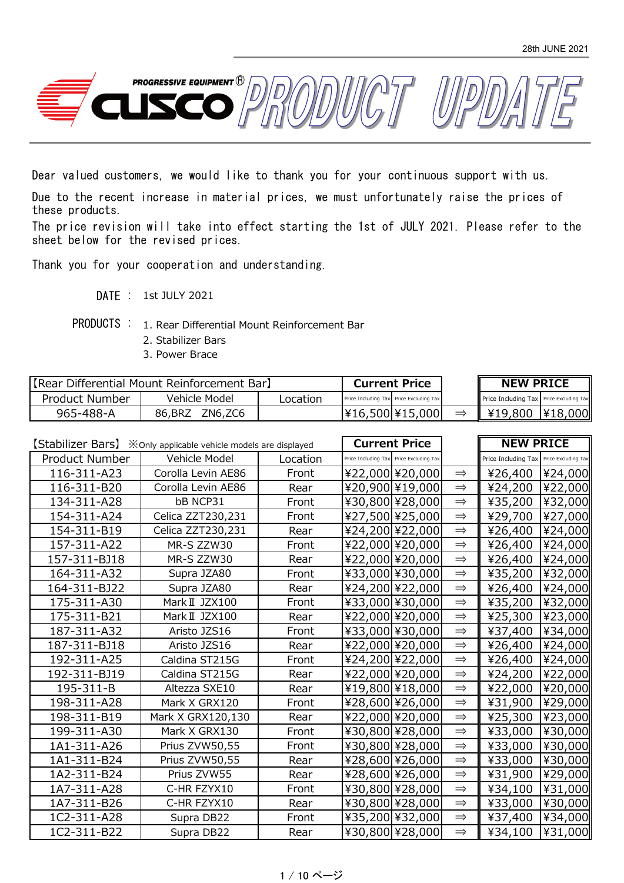28th JUNE 2021

# CUSCO PROGRESSIVE EQUIPMENT® PRODUCT UPDATE

Dear valued customers, we would like to thank you for your continuous support with us.

Due to the recent increase in material prices, we must unfortunately raise the prices of these products.
The price revision will take into effect starting the 1st of JULY 2021. Please refer to the sheet below for the revised prices.

Thank you for your cooperation and understanding.

DATE ： 1st JULY 2021

PRODUCTS ：
1. Rear Differential Mount Reinforcement Bar
2. Stabilizer Bars
3. Power Brace

| 【Rear Differential Mount Reinforcement Bar】 | | | Current Price | | | NEW PRICE | |
|---|---|---|---|---|---|---|---|
| Product Number | Vehicle Model | Location | Price Including Tax | Price Excluding Tax | | Price Including Tax | Price Excluding Tax |
| 965-488-A | 86,BRZ ZN6,ZC6 | | ¥16,500 | ¥15,000 | ⇒ | ¥19,800 | ¥18,000 |

| 【Stabilizer Bars】 ※Only applicable vehicle models are displayed | | | Current Price | | | NEW PRICE | |
|---|---|---|---|---|---|---|---|
| Product Number | Vehicle Model | Location | Price Including Tax | Price Excluding Tax | | Price Including Tax | Price Excluding Tax |
| 116-311-A23 | Corolla Levin AE86 | Front | ¥22,000 | ¥20,000 | ⇒ | ¥26,400 | ¥24,000 |
| 116-311-B20 | Corolla Levin AE86 | Rear | ¥20,900 | ¥19,000 | ⇒ | ¥24,200 | ¥22,000 |
| 134-311-A28 | bB NCP31 | Front | ¥30,800 | ¥28,000 | ⇒ | ¥35,200 | ¥32,000 |
| 154-311-A24 | Celica ZZT230,231 | Front | ¥27,500 | ¥25,000 | ⇒ | ¥29,700 | ¥27,000 |
| 154-311-B19 | Celica ZZT230,231 | Rear | ¥24,200 | ¥22,000 | ⇒ | ¥26,400 | ¥24,000 |
| 157-311-A22 | MR-S ZZW30 | Front | ¥22,000 | ¥20,000 | ⇒ | ¥26,400 | ¥24,000 |
| 157-311-BJ18 | MR-S ZZW30 | Rear | ¥22,000 | ¥20,000 | ⇒ | ¥26,400 | ¥24,000 |
| 164-311-A32 | Supra JZA80 | Front | ¥33,000 | ¥30,000 | ⇒ | ¥35,200 | ¥32,000 |
| 164-311-BJ22 | Supra JZA80 | Rear | ¥24,200 | ¥22,000 | ⇒ | ¥26,400 | ¥24,000 |
| 175-311-A30 | MarkⅡ JZX100 | Front | ¥33,000 | ¥30,000 | ⇒ | ¥35,200 | ¥32,000 |
| 175-311-B21 | MarkⅡ JZX100 | Rear | ¥22,000 | ¥20,000 | ⇒ | ¥25,300 | ¥23,000 |
| 187-311-A32 | Aristo JZS16 | Front | ¥33,000 | ¥30,000 | ⇒ | ¥37,400 | ¥34,000 |
| 187-311-BJ18 | Aristo JZS16 | Rear | ¥22,000 | ¥20,000 | ⇒ | ¥26,400 | ¥24,000 |
| 192-311-A25 | Caldina ST215G | Front | ¥24,200 | ¥22,000 | ⇒ | ¥26,400 | ¥24,000 |
| 192-311-BJ19 | Caldina ST215G | Rear | ¥22,000 | ¥20,000 | ⇒ | ¥24,200 | ¥22,000 |
| 195-311-B | Altezza SXE10 | Rear | ¥19,800 | ¥18,000 | ⇒ | ¥22,000 | ¥20,000 |
| 198-311-A28 | Mark X GRX120 | Front | ¥28,600 | ¥26,000 | ⇒ | ¥31,900 | ¥29,000 |
| 198-311-B19 | Mark X GRX120,130 | Rear | ¥22,000 | ¥20,000 | ⇒ | ¥25,300 | ¥23,000 |
| 199-311-A30 | Mark X GRX130 | Front | ¥30,800 | ¥28,000 | ⇒ | ¥33,000 | ¥30,000 |
| 1A1-311-A26 | Prius ZVW50,55 | Front | ¥30,800 | ¥28,000 | ⇒ | ¥33,000 | ¥30,000 |
| 1A1-311-B24 | Prius ZVW50,55 | Rear | ¥28,600 | ¥26,000 | ⇒ | ¥33,000 | ¥30,000 |
| 1A2-311-B24 | Prius ZVW55 | Rear | ¥28,600 | ¥26,000 | ⇒ | ¥31,900 | ¥29,000 |
| 1A7-311-A28 | C-HR FZYX10 | Front | ¥30,800 | ¥28,000 | ⇒ | ¥34,100 | ¥31,000 |
| 1A7-311-B26 | C-HR FZYX10 | Rear | ¥30,800 | ¥28,000 | ⇒ | ¥33,000 | ¥30,000 |
| 1C2-311-A28 | Supra DB22 | Front | ¥35,200 | ¥32,000 | ⇒ | ¥37,400 | ¥34,000 |
| 1C2-311-B22 | Supra DB22 | Rear | ¥30,800 | ¥28,000 | ⇒ | ¥34,100 | ¥31,000 |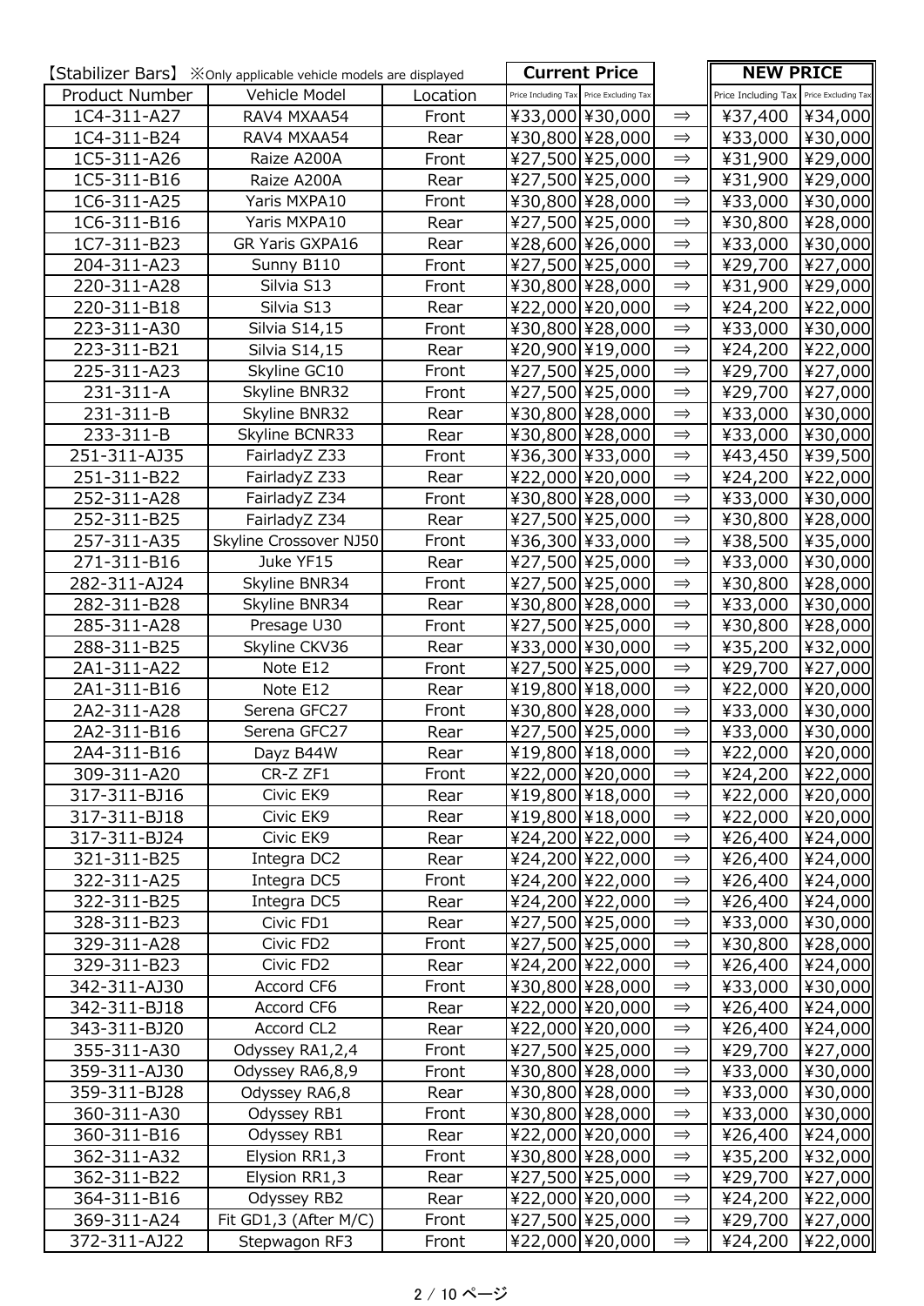| 【Stabilizer Bars】 ※Only applicable vehicle models are displayed | | | Current Price | | | NEW PRICE | |
|---|---|---|---|---|---|---|---|
| Product Number | Vehicle Model | Location | Price Including Tax | Price Excluding Tax | | Price Including Tax | Price Excluding Tax |
| 1C4-311-A27 | RAV4 MXAA54 | Front | ¥33,000 | ¥30,000 | ⇒ | ¥37,400 | ¥34,000 |
| 1C4-311-B24 | RAV4 MXAA54 | Rear | ¥30,800 | ¥28,000 | ⇒ | ¥33,000 | ¥30,000 |
| 1C5-311-A26 | Raize A200A | Front | ¥27,500 | ¥25,000 | ⇒ | ¥31,900 | ¥29,000 |
| 1C5-311-B16 | Raize A200A | Rear | ¥27,500 | ¥25,000 | ⇒ | ¥31,900 | ¥29,000 |
| 1C6-311-A25 | Yaris MXPA10 | Front | ¥30,800 | ¥28,000 | ⇒ | ¥33,000 | ¥30,000 |
| 1C6-311-B16 | Yaris MXPA10 | Rear | ¥27,500 | ¥25,000 | ⇒ | ¥30,800 | ¥28,000 |
| 1C7-311-B23 | GR Yaris GXPA16 | Rear | ¥28,600 | ¥26,000 | ⇒ | ¥33,000 | ¥30,000 |
| 204-311-A23 | Sunny B110 | Front | ¥27,500 | ¥25,000 | ⇒ | ¥29,700 | ¥27,000 |
| 220-311-A28 | Silvia S13 | Front | ¥30,800 | ¥28,000 | ⇒ | ¥31,900 | ¥29,000 |
| 220-311-B18 | Silvia S13 | Rear | ¥22,000 | ¥20,000 | ⇒ | ¥24,200 | ¥22,000 |
| 223-311-A30 | Silvia S14,15 | Front | ¥30,800 | ¥28,000 | ⇒ | ¥33,000 | ¥30,000 |
| 223-311-B21 | Silvia S14,15 | Rear | ¥20,900 | ¥19,000 | ⇒ | ¥24,200 | ¥22,000 |
| 225-311-A23 | Skyline GC10 | Front | ¥27,500 | ¥25,000 | ⇒ | ¥29,700 | ¥27,000 |
| 231-311-A | Skyline BNR32 | Front | ¥27,500 | ¥25,000 | ⇒ | ¥29,700 | ¥27,000 |
| 231-311-B | Skyline BNR32 | Rear | ¥30,800 | ¥28,000 | ⇒ | ¥33,000 | ¥30,000 |
| 233-311-B | Skyline BCNR33 | Rear | ¥30,800 | ¥28,000 | ⇒ | ¥33,000 | ¥30,000 |
| 251-311-AJ35 | FairladyZ Z33 | Front | ¥36,300 | ¥33,000 | ⇒ | ¥43,450 | ¥39,500 |
| 251-311-B22 | FairladyZ Z33 | Rear | ¥22,000 | ¥20,000 | ⇒ | ¥24,200 | ¥22,000 |
| 252-311-A28 | FairladyZ Z34 | Front | ¥30,800 | ¥28,000 | ⇒ | ¥33,000 | ¥30,000 |
| 252-311-B25 | FairladyZ Z34 | Rear | ¥27,500 | ¥25,000 | ⇒ | ¥30,800 | ¥28,000 |
| 257-311-A35 | Skyline Crossover NJ50 | Front | ¥36,300 | ¥33,000 | ⇒ | ¥38,500 | ¥35,000 |
| 271-311-B16 | Juke YF15 | Rear | ¥27,500 | ¥25,000 | ⇒ | ¥33,000 | ¥30,000 |
| 282-311-AJ24 | Skyline BNR34 | Front | ¥27,500 | ¥25,000 | ⇒ | ¥30,800 | ¥28,000 |
| 282-311-B28 | Skyline BNR34 | Rear | ¥30,800 | ¥28,000 | ⇒ | ¥33,000 | ¥30,000 |
| 285-311-A28 | Presage U30 | Front | ¥27,500 | ¥25,000 | ⇒ | ¥30,800 | ¥28,000 |
| 288-311-B25 | Skyline CKV36 | Rear | ¥33,000 | ¥30,000 | ⇒ | ¥35,200 | ¥32,000 |
| 2A1-311-A22 | Note E12 | Front | ¥27,500 | ¥25,000 | ⇒ | ¥29,700 | ¥27,000 |
| 2A1-311-B16 | Note E12 | Rear | ¥19,800 | ¥18,000 | ⇒ | ¥22,000 | ¥20,000 |
| 2A2-311-A28 | Serena GFC27 | Front | ¥30,800 | ¥28,000 | ⇒ | ¥33,000 | ¥30,000 |
| 2A2-311-B16 | Serena GFC27 | Rear | ¥27,500 | ¥25,000 | ⇒ | ¥33,000 | ¥30,000 |
| 2A4-311-B16 | Dayz B44W | Rear | ¥19,800 | ¥18,000 | ⇒ | ¥22,000 | ¥20,000 |
| 309-311-A20 | CR-Z ZF1 | Front | ¥22,000 | ¥20,000 | ⇒ | ¥24,200 | ¥22,000 |
| 317-311-BJ16 | Civic EK9 | Rear | ¥19,800 | ¥18,000 | ⇒ | ¥22,000 | ¥20,000 |
| 317-311-BJ18 | Civic EK9 | Rear | ¥19,800 | ¥18,000 | ⇒ | ¥22,000 | ¥20,000 |
| 317-311-BJ24 | Civic EK9 | Rear | ¥24,200 | ¥22,000 | ⇒ | ¥26,400 | ¥24,000 |
| 321-311-B25 | Integra DC2 | Rear | ¥24,200 | ¥22,000 | ⇒ | ¥26,400 | ¥24,000 |
| 322-311-A25 | Integra DC5 | Front | ¥24,200 | ¥22,000 | ⇒ | ¥26,400 | ¥24,000 |
| 322-311-B25 | Integra DC5 | Rear | ¥24,200 | ¥22,000 | ⇒ | ¥26,400 | ¥24,000 |
| 328-311-B23 | Civic FD1 | Rear | ¥27,500 | ¥25,000 | ⇒ | ¥33,000 | ¥30,000 |
| 329-311-A28 | Civic FD2 | Front | ¥27,500 | ¥25,000 | ⇒ | ¥30,800 | ¥28,000 |
| 329-311-B23 | Civic FD2 | Rear | ¥24,200 | ¥22,000 | ⇒ | ¥26,400 | ¥24,000 |
| 342-311-AJ30 | Accord CF6 | Front | ¥30,800 | ¥28,000 | ⇒ | ¥33,000 | ¥30,000 |
| 342-311-BJ18 | Accord CF6 | Rear | ¥22,000 | ¥20,000 | ⇒ | ¥26,400 | ¥24,000 |
| 343-311-BJ20 | Accord CL2 | Rear | ¥22,000 | ¥20,000 | ⇒ | ¥26,400 | ¥24,000 |
| 355-311-A30 | Odyssey RA1,2,4 | Front | ¥27,500 | ¥25,000 | ⇒ | ¥29,700 | ¥27,000 |
| 359-311-AJ30 | Odyssey RA6,8,9 | Front | ¥30,800 | ¥28,000 | ⇒ | ¥33,000 | ¥30,000 |
| 359-311-BJ28 | Odyssey RA6,8 | Rear | ¥30,800 | ¥28,000 | ⇒ | ¥33,000 | ¥30,000 |
| 360-311-A30 | Odyssey RB1 | Front | ¥30,800 | ¥28,000 | ⇒ | ¥33,000 | ¥30,000 |
| 360-311-B16 | Odyssey RB1 | Rear | ¥22,000 | ¥20,000 | ⇒ | ¥26,400 | ¥24,000 |
| 362-311-A32 | Elysion RR1,3 | Front | ¥30,800 | ¥28,000 | ⇒ | ¥35,200 | ¥32,000 |
| 362-311-B22 | Elysion RR1,3 | Rear | ¥27,500 | ¥25,000 | ⇒ | ¥29,700 | ¥27,000 |
| 364-311-B16 | Odyssey RB2 | Rear | ¥22,000 | ¥20,000 | ⇒ | ¥24,200 | ¥22,000 |
| 369-311-A24 | Fit GD1,3 (After M/C) | Front | ¥27,500 | ¥25,000 | ⇒ | ¥29,700 | ¥27,000 |
| 372-311-AJ22 | Stepwagon RF3 | Front | ¥22,000 | ¥20,000 | ⇒ | ¥24,200 | ¥22,000 |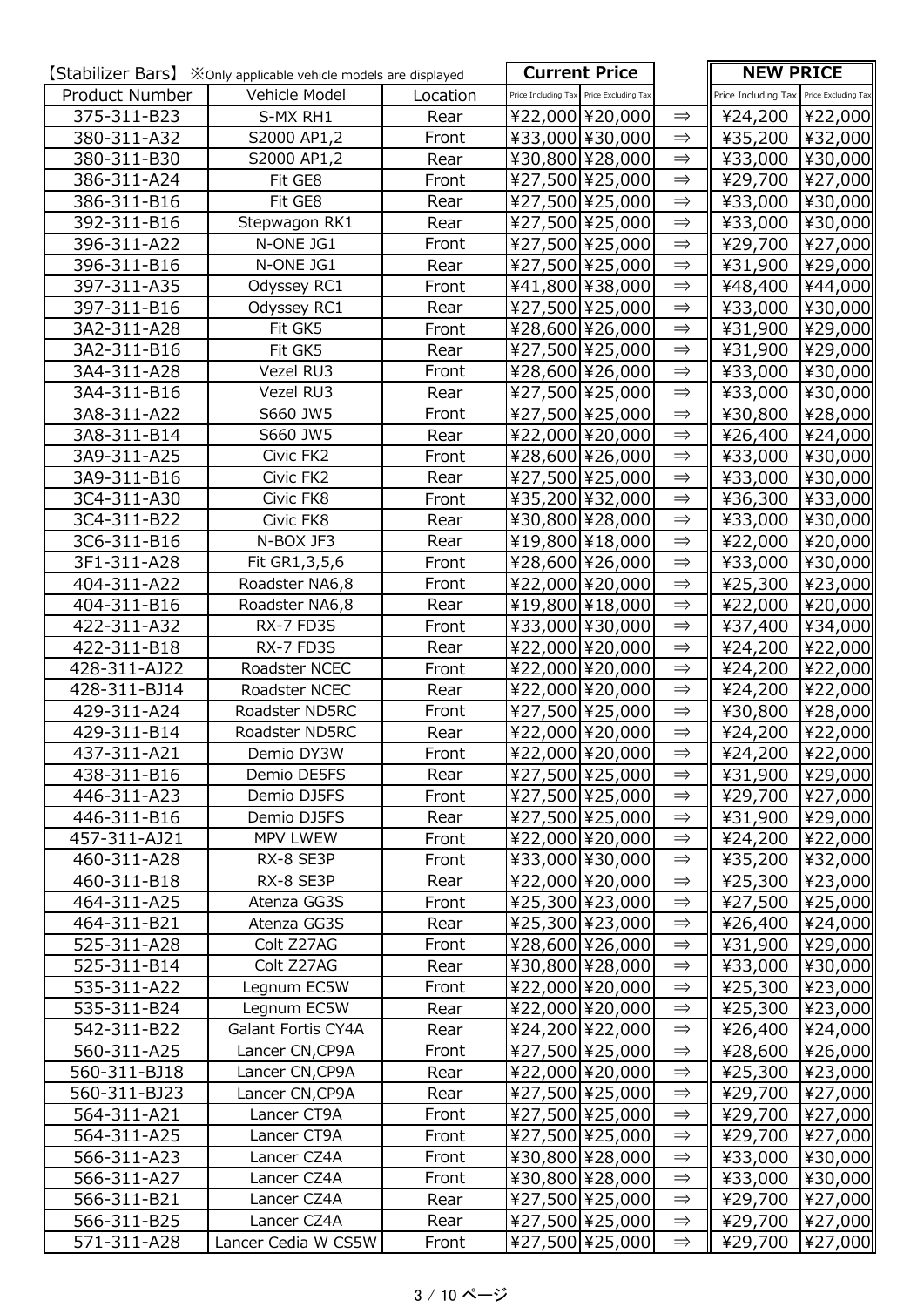| 【Stabilizer Bars】 ※Only applicable vehicle models are displayed | | | Current Price | | | NEW PRICE | |
|---|---|---|---|---|---|---|---|
| Product Number | Vehicle Model | Location | Price Including Tax | Price Excluding Tax | | Price Including Tax | Price Excluding Tax |
| 375-311-B23 | S-MX RH1 | Rear | ¥22,000 | ¥20,000 | ⇒ | ¥24,200 | ¥22,000 |
| 380-311-A32 | S2000 AP1,2 | Front | ¥33,000 | ¥30,000 | ⇒ | ¥35,200 | ¥32,000 |
| 380-311-B30 | S2000 AP1,2 | Rear | ¥30,800 | ¥28,000 | ⇒ | ¥33,000 | ¥30,000 |
| 386-311-A24 | Fit GE8 | Front | ¥27,500 | ¥25,000 | ⇒ | ¥29,700 | ¥27,000 |
| 386-311-B16 | Fit GE8 | Rear | ¥27,500 | ¥25,000 | ⇒ | ¥33,000 | ¥30,000 |
| 392-311-B16 | Stepwagon RK1 | Rear | ¥27,500 | ¥25,000 | ⇒ | ¥33,000 | ¥30,000 |
| 396-311-A22 | N-ONE JG1 | Front | ¥27,500 | ¥25,000 | ⇒ | ¥29,700 | ¥27,000 |
| 396-311-B16 | N-ONE JG1 | Rear | ¥27,500 | ¥25,000 | ⇒ | ¥31,900 | ¥29,000 |
| 397-311-A35 | Odyssey RC1 | Front | ¥41,800 | ¥38,000 | ⇒ | ¥48,400 | ¥44,000 |
| 397-311-B16 | Odyssey RC1 | Rear | ¥27,500 | ¥25,000 | ⇒ | ¥33,000 | ¥30,000 |
| 3A2-311-A28 | Fit GK5 | Front | ¥28,600 | ¥26,000 | ⇒ | ¥31,900 | ¥29,000 |
| 3A2-311-B16 | Fit GK5 | Rear | ¥27,500 | ¥25,000 | ⇒ | ¥31,900 | ¥29,000 |
| 3A4-311-A28 | Vezel RU3 | Front | ¥28,600 | ¥26,000 | ⇒ | ¥33,000 | ¥30,000 |
| 3A4-311-B16 | Vezel RU3 | Rear | ¥27,500 | ¥25,000 | ⇒ | ¥33,000 | ¥30,000 |
| 3A8-311-A22 | S660 JW5 | Front | ¥27,500 | ¥25,000 | ⇒ | ¥30,800 | ¥28,000 |
| 3A8-311-B14 | S660 JW5 | Rear | ¥22,000 | ¥20,000 | ⇒ | ¥26,400 | ¥24,000 |
| 3A9-311-A25 | Civic FK2 | Front | ¥28,600 | ¥26,000 | ⇒ | ¥33,000 | ¥30,000 |
| 3A9-311-B16 | Civic FK2 | Rear | ¥27,500 | ¥25,000 | ⇒ | ¥33,000 | ¥30,000 |
| 3C4-311-A30 | Civic FK8 | Front | ¥35,200 | ¥32,000 | ⇒ | ¥36,300 | ¥33,000 |
| 3C4-311-B22 | Civic FK8 | Rear | ¥30,800 | ¥28,000 | ⇒ | ¥33,000 | ¥30,000 |
| 3C6-311-B16 | N-BOX JF3 | Rear | ¥19,800 | ¥18,000 | ⇒ | ¥22,000 | ¥20,000 |
| 3F1-311-A28 | Fit GR1,3,5,6 | Front | ¥28,600 | ¥26,000 | ⇒ | ¥33,000 | ¥30,000 |
| 404-311-A22 | Roadster NA6,8 | Front | ¥22,000 | ¥20,000 | ⇒ | ¥25,300 | ¥23,000 |
| 404-311-B16 | Roadster NA6,8 | Rear | ¥19,800 | ¥18,000 | ⇒ | ¥22,000 | ¥20,000 |
| 422-311-A32 | RX-7 FD3S | Front | ¥33,000 | ¥30,000 | ⇒ | ¥37,400 | ¥34,000 |
| 422-311-B18 | RX-7 FD3S | Rear | ¥22,000 | ¥20,000 | ⇒ | ¥24,200 | ¥22,000 |
| 428-311-AJ22 | Roadster NCEC | Front | ¥22,000 | ¥20,000 | ⇒ | ¥24,200 | ¥22,000 |
| 428-311-BJ14 | Roadster NCEC | Rear | ¥22,000 | ¥20,000 | ⇒ | ¥24,200 | ¥22,000 |
| 429-311-A24 | Roadster ND5RC | Front | ¥27,500 | ¥25,000 | ⇒ | ¥30,800 | ¥28,000 |
| 429-311-B14 | Roadster ND5RC | Rear | ¥22,000 | ¥20,000 | ⇒ | ¥24,200 | ¥22,000 |
| 437-311-A21 | Demio DY3W | Front | ¥22,000 | ¥20,000 | ⇒ | ¥24,200 | ¥22,000 |
| 438-311-B16 | Demio DE5FS | Rear | ¥27,500 | ¥25,000 | ⇒ | ¥31,900 | ¥29,000 |
| 446-311-A23 | Demio DJ5FS | Front | ¥27,500 | ¥25,000 | ⇒ | ¥29,700 | ¥27,000 |
| 446-311-B16 | Demio DJ5FS | Rear | ¥27,500 | ¥25,000 | ⇒ | ¥31,900 | ¥29,000 |
| 457-311-AJ21 | MPV LWEW | Front | ¥22,000 | ¥20,000 | ⇒ | ¥24,200 | ¥22,000 |
| 460-311-A28 | RX-8 SE3P | Front | ¥33,000 | ¥30,000 | ⇒ | ¥35,200 | ¥32,000 |
| 460-311-B18 | RX-8 SE3P | Rear | ¥22,000 | ¥20,000 | ⇒ | ¥25,300 | ¥23,000 |
| 464-311-A25 | Atenza GG3S | Front | ¥25,300 | ¥23,000 | ⇒ | ¥27,500 | ¥25,000 |
| 464-311-B21 | Atenza GG3S | Rear | ¥25,300 | ¥23,000 | ⇒ | ¥26,400 | ¥24,000 |
| 525-311-A28 | Colt Z27AG | Front | ¥28,600 | ¥26,000 | ⇒ | ¥31,900 | ¥29,000 |
| 525-311-B14 | Colt Z27AG | Rear | ¥30,800 | ¥28,000 | ⇒ | ¥33,000 | ¥30,000 |
| 535-311-A22 | Legnum EC5W | Front | ¥22,000 | ¥20,000 | ⇒ | ¥25,300 | ¥23,000 |
| 535-311-B24 | Legnum EC5W | Rear | ¥22,000 | ¥20,000 | ⇒ | ¥25,300 | ¥23,000 |
| 542-311-B22 | Galant Fortis CY4A | Rear | ¥24,200 | ¥22,000 | ⇒ | ¥26,400 | ¥24,000 |
| 560-311-A25 | Lancer CN,CP9A | Front | ¥27,500 | ¥25,000 | ⇒ | ¥28,600 | ¥26,000 |
| 560-311-BJ18 | Lancer CN,CP9A | Rear | ¥22,000 | ¥20,000 | ⇒ | ¥25,300 | ¥23,000 |
| 560-311-BJ23 | Lancer CN,CP9A | Rear | ¥27,500 | ¥25,000 | ⇒ | ¥29,700 | ¥27,000 |
| 564-311-A21 | Lancer CT9A | Front | ¥27,500 | ¥25,000 | ⇒ | ¥29,700 | ¥27,000 |
| 564-311-A25 | Lancer CT9A | Front | ¥27,500 | ¥25,000 | ⇒ | ¥29,700 | ¥27,000 |
| 566-311-A23 | Lancer CZ4A | Front | ¥30,800 | ¥28,000 | ⇒ | ¥33,000 | ¥30,000 |
| 566-311-A27 | Lancer CZ4A | Front | ¥30,800 | ¥28,000 | ⇒ | ¥33,000 | ¥30,000 |
| 566-311-B21 | Lancer CZ4A | Rear | ¥27,500 | ¥25,000 | ⇒ | ¥29,700 | ¥27,000 |
| 566-311-B25 | Lancer CZ4A | Rear | ¥27,500 | ¥25,000 | ⇒ | ¥29,700 | ¥27,000 |
| 571-311-A28 | Lancer Cedia W CS5W | Front | ¥27,500 | ¥25,000 | ⇒ | ¥29,700 | ¥27,000 |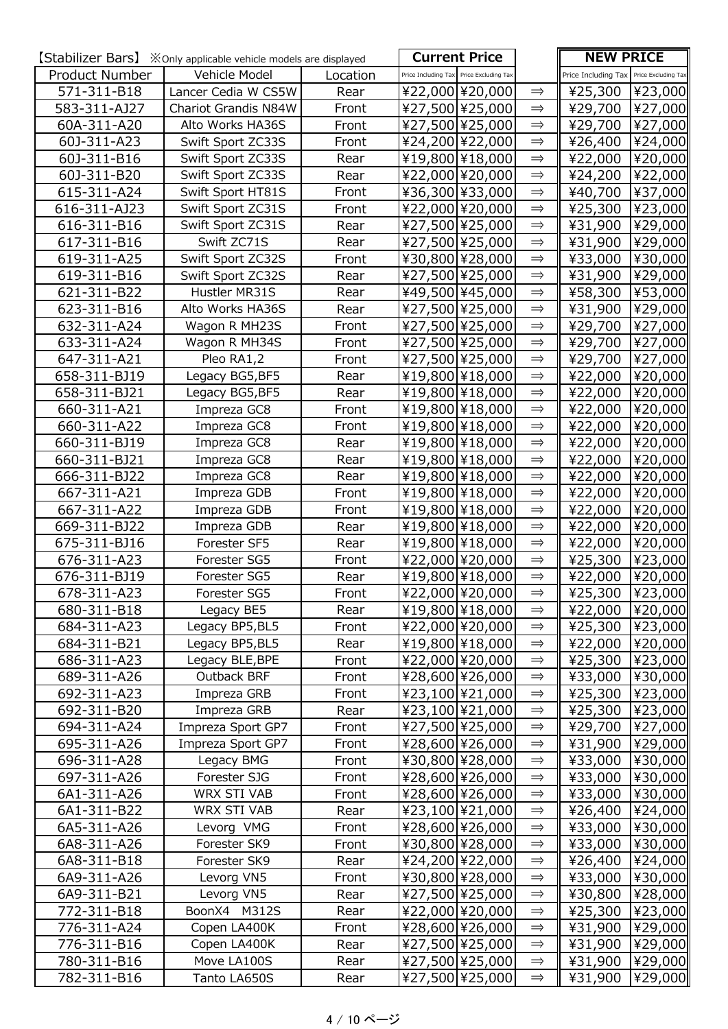| 【Stabilizer Bars】 ※Only applicable vehicle models are displayed | | | Current Price | | | NEW PRICE | |
|---|---|---|---|---|---|---|---|
| Product Number | Vehicle Model | Location | Price Including Tax | Price Excluding Tax | | Price Including Tax | Price Excluding Tax |
| 571-311-B18 | Lancer Cedia W CS5W | Rear | ¥22,000 | ¥20,000 | ⇒ | ¥25,300 | ¥23,000 |
| 583-311-AJ27 | Chariot Grandis N84W | Front | ¥27,500 | ¥25,000 | ⇒ | ¥29,700 | ¥27,000 |
| 60A-311-A20 | Alto Works HA36S | Front | ¥27,500 | ¥25,000 | ⇒ | ¥29,700 | ¥27,000 |
| 60J-311-A23 | Swift Sport ZC33S | Front | ¥24,200 | ¥22,000 | ⇒ | ¥26,400 | ¥24,000 |
| 60J-311-B16 | Swift Sport ZC33S | Rear | ¥19,800 | ¥18,000 | ⇒ | ¥22,000 | ¥20,000 |
| 60J-311-B20 | Swift Sport ZC33S | Rear | ¥22,000 | ¥20,000 | ⇒ | ¥24,200 | ¥22,000 |
| 615-311-A24 | Swift Sport HT81S | Front | ¥36,300 | ¥33,000 | ⇒ | ¥40,700 | ¥37,000 |
| 616-311-AJ23 | Swift Sport ZC31S | Front | ¥22,000 | ¥20,000 | ⇒ | ¥25,300 | ¥23,000 |
| 616-311-B16 | Swift Sport ZC31S | Rear | ¥27,500 | ¥25,000 | ⇒ | ¥31,900 | ¥29,000 |
| 617-311-B16 | Swift ZC71S | Rear | ¥27,500 | ¥25,000 | ⇒ | ¥31,900 | ¥29,000 |
| 619-311-A25 | Swift Sport ZC32S | Front | ¥30,800 | ¥28,000 | ⇒ | ¥33,000 | ¥30,000 |
| 619-311-B16 | Swift Sport ZC32S | Rear | ¥27,500 | ¥25,000 | ⇒ | ¥31,900 | ¥29,000 |
| 621-311-B22 | Hustler MR31S | Rear | ¥49,500 | ¥45,000 | ⇒ | ¥58,300 | ¥53,000 |
| 623-311-B16 | Alto Works HA36S | Rear | ¥27,500 | ¥25,000 | ⇒ | ¥31,900 | ¥29,000 |
| 632-311-A24 | Wagon R MH23S | Front | ¥27,500 | ¥25,000 | ⇒ | ¥29,700 | ¥27,000 |
| 633-311-A24 | Wagon R MH34S | Front | ¥27,500 | ¥25,000 | ⇒ | ¥29,700 | ¥27,000 |
| 647-311-A21 | Pleo RA1,2 | Front | ¥27,500 | ¥25,000 | ⇒ | ¥29,700 | ¥27,000 |
| 658-311-BJ19 | Legacy BG5,BF5 | Rear | ¥19,800 | ¥18,000 | ⇒ | ¥22,000 | ¥20,000 |
| 658-311-BJ21 | Legacy BG5,BF5 | Rear | ¥19,800 | ¥18,000 | ⇒ | ¥22,000 | ¥20,000 |
| 660-311-A21 | Impreza GC8 | Front | ¥19,800 | ¥18,000 | ⇒ | ¥22,000 | ¥20,000 |
| 660-311-A22 | Impreza GC8 | Front | ¥19,800 | ¥18,000 | ⇒ | ¥22,000 | ¥20,000 |
| 660-311-BJ19 | Impreza GC8 | Rear | ¥19,800 | ¥18,000 | ⇒ | ¥22,000 | ¥20,000 |
| 660-311-BJ21 | Impreza GC8 | Rear | ¥19,800 | ¥18,000 | ⇒ | ¥22,000 | ¥20,000 |
| 666-311-BJ22 | Impreza GC8 | Rear | ¥19,800 | ¥18,000 | ⇒ | ¥22,000 | ¥20,000 |
| 667-311-A21 | Impreza GDB | Front | ¥19,800 | ¥18,000 | ⇒ | ¥22,000 | ¥20,000 |
| 667-311-A22 | Impreza GDB | Front | ¥19,800 | ¥18,000 | ⇒ | ¥22,000 | ¥20,000 |
| 669-311-BJ22 | Impreza GDB | Rear | ¥19,800 | ¥18,000 | ⇒ | ¥22,000 | ¥20,000 |
| 675-311-BJ16 | Forester SF5 | Rear | ¥19,800 | ¥18,000 | ⇒ | ¥22,000 | ¥20,000 |
| 676-311-A23 | Forester SG5 | Front | ¥22,000 | ¥20,000 | ⇒ | ¥25,300 | ¥23,000 |
| 676-311-BJ19 | Forester SG5 | Rear | ¥19,800 | ¥18,000 | ⇒ | ¥22,000 | ¥20,000 |
| 678-311-A23 | Forester SG5 | Front | ¥22,000 | ¥20,000 | ⇒ | ¥25,300 | ¥23,000 |
| 680-311-B18 | Legacy BE5 | Rear | ¥19,800 | ¥18,000 | ⇒ | ¥22,000 | ¥20,000 |
| 684-311-A23 | Legacy BP5,BL5 | Front | ¥22,000 | ¥20,000 | ⇒ | ¥25,300 | ¥23,000 |
| 684-311-B21 | Legacy BP5,BL5 | Rear | ¥19,800 | ¥18,000 | ⇒ | ¥22,000 | ¥20,000 |
| 686-311-A23 | Legacy BLE,BPE | Front | ¥22,000 | ¥20,000 | ⇒ | ¥25,300 | ¥23,000 |
| 689-311-A26 | Outback BRF | Front | ¥28,600 | ¥26,000 | ⇒ | ¥33,000 | ¥30,000 |
| 692-311-A23 | Impreza GRB | Front | ¥23,100 | ¥21,000 | ⇒ | ¥25,300 | ¥23,000 |
| 692-311-B20 | Impreza GRB | Rear | ¥23,100 | ¥21,000 | ⇒ | ¥25,300 | ¥23,000 |
| 694-311-A24 | Impreza Sport GP7 | Front | ¥27,500 | ¥25,000 | ⇒ | ¥29,700 | ¥27,000 |
| 695-311-A26 | Impreza Sport GP7 | Front | ¥28,600 | ¥26,000 | ⇒ | ¥31,900 | ¥29,000 |
| 696-311-A28 | Legacy BMG | Front | ¥30,800 | ¥28,000 | ⇒ | ¥33,000 | ¥30,000 |
| 697-311-A26 | Forester SJG | Front | ¥28,600 | ¥26,000 | ⇒ | ¥33,000 | ¥30,000 |
| 6A1-311-A26 | WRX STI VAB | Front | ¥28,600 | ¥26,000 | ⇒ | ¥33,000 | ¥30,000 |
| 6A1-311-B22 | WRX STI VAB | Rear | ¥23,100 | ¥21,000 | ⇒ | ¥26,400 | ¥24,000 |
| 6A5-311-A26 | Levorg VMG | Front | ¥28,600 | ¥26,000 | ⇒ | ¥33,000 | ¥30,000 |
| 6A8-311-A26 | Forester SK9 | Front | ¥30,800 | ¥28,000 | ⇒ | ¥33,000 | ¥30,000 |
| 6A8-311-B18 | Forester SK9 | Rear | ¥24,200 | ¥22,000 | ⇒ | ¥26,400 | ¥24,000 |
| 6A9-311-A26 | Levorg VN5 | Front | ¥30,800 | ¥28,000 | ⇒ | ¥33,000 | ¥30,000 |
| 6A9-311-B21 | Levorg VN5 | Rear | ¥27,500 | ¥25,000 | ⇒ | ¥30,800 | ¥28,000 |
| 772-311-B18 | BoonX4 M312S | Rear | ¥22,000 | ¥20,000 | ⇒ | ¥25,300 | ¥23,000 |
| 776-311-A24 | Copen LA400K | Front | ¥28,600 | ¥26,000 | ⇒ | ¥31,900 | ¥29,000 |
| 776-311-B16 | Copen LA400K | Rear | ¥27,500 | ¥25,000 | ⇒ | ¥31,900 | ¥29,000 |
| 780-311-B16 | Move LA100S | Rear | ¥27,500 | ¥25,000 | ⇒ | ¥31,900 | ¥29,000 |
| 782-311-B16 | Tanto LA650S | Rear | ¥27,500 | ¥25,000 | ⇒ | ¥31,900 | ¥29,000 |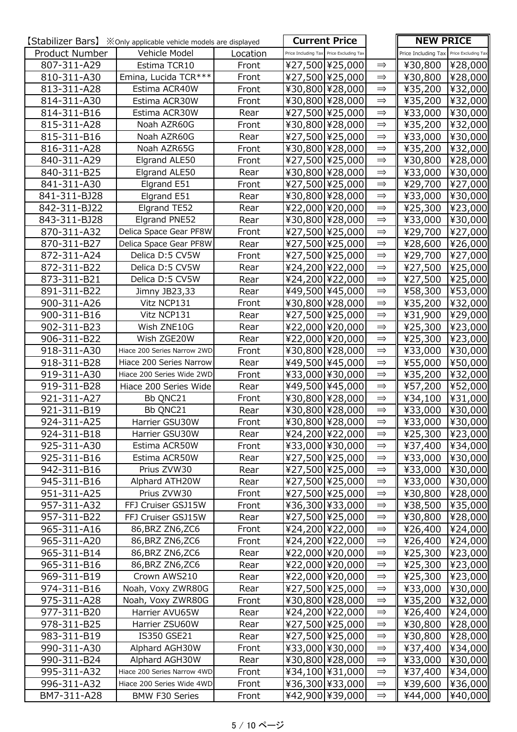| 【Stabilizer Bars】 ※Only applicable vehicle models are displayed | | | Current Price | | | NEW PRICE | |
|---|---|---|---|---|---|---|---|
| Product Number | Vehicle Model | Location | Price Including Tax | Price Excluding Tax | | Price Including Tax | Price Excluding Tax |
| 807-311-A29 | Estima TCR10 | Front | ¥27,500 | ¥25,000 | ⇒ | ¥30,800 | ¥28,000 |
| 810-311-A30 | Emina, Lucida TCR*** | Front | ¥27,500 | ¥25,000 | ⇒ | ¥30,800 | ¥28,000 |
| 813-311-A28 | Estima ACR40W | Front | ¥30,800 | ¥28,000 | ⇒ | ¥35,200 | ¥32,000 |
| 814-311-A30 | Estima ACR30W | Front | ¥30,800 | ¥28,000 | ⇒ | ¥35,200 | ¥32,000 |
| 814-311-B16 | Estima ACR30W | Rear | ¥27,500 | ¥25,000 | ⇒ | ¥33,000 | ¥30,000 |
| 815-311-A28 | Noah AZR60G | Front | ¥30,800 | ¥28,000 | ⇒ | ¥35,200 | ¥32,000 |
| 815-311-B16 | Noah AZR60G | Rear | ¥27,500 | ¥25,000 | ⇒ | ¥33,000 | ¥30,000 |
| 816-311-A28 | Noah AZR65G | Front | ¥30,800 | ¥28,000 | ⇒ | ¥35,200 | ¥32,000 |
| 840-311-A29 | Elgrand ALE50 | Front | ¥27,500 | ¥25,000 | ⇒ | ¥30,800 | ¥28,000 |
| 840-311-B25 | Elgrand ALE50 | Rear | ¥30,800 | ¥28,000 | ⇒ | ¥33,000 | ¥30,000 |
| 841-311-A30 | Elgrand E51 | Front | ¥27,500 | ¥25,000 | ⇒ | ¥29,700 | ¥27,000 |
| 841-311-BJ28 | Elgrand E51 | Rear | ¥30,800 | ¥28,000 | ⇒ | ¥33,000 | ¥30,000 |
| 842-311-BJ22 | Elgrand TE52 | Rear | ¥22,000 | ¥20,000 | ⇒ | ¥25,300 | ¥23,000 |
| 843-311-BJ28 | Elgrand PNE52 | Rear | ¥30,800 | ¥28,000 | ⇒ | ¥33,000 | ¥30,000 |
| 870-311-A32 | Delica Space Gear PF8W | Front | ¥27,500 | ¥25,000 | ⇒ | ¥29,700 | ¥27,000 |
| 870-311-B27 | Delica Space Gear PF8W | Rear | ¥27,500 | ¥25,000 | ⇒ | ¥28,600 | ¥26,000 |
| 872-311-A24 | Delica D:5 CV5W | Front | ¥27,500 | ¥25,000 | ⇒ | ¥29,700 | ¥27,000 |
| 872-311-B22 | Delica D:5 CV5W | Rear | ¥24,200 | ¥22,000 | ⇒ | ¥27,500 | ¥25,000 |
| 873-311-B21 | Delica D:5 CV5W | Rear | ¥24,200 | ¥22,000 | ⇒ | ¥27,500 | ¥25,000 |
| 891-311-B22 | Jimny JB23,33 | Rear | ¥49,500 | ¥45,000 | ⇒ | ¥58,300 | ¥53,000 |
| 900-311-A26 | Vitz NCP131 | Front | ¥30,800 | ¥28,000 | ⇒ | ¥35,200 | ¥32,000 |
| 900-311-B16 | Vitz NCP131 | Rear | ¥27,500 | ¥25,000 | ⇒ | ¥31,900 | ¥29,000 |
| 902-311-B23 | Wish ZNE10G | Rear | ¥22,000 | ¥20,000 | ⇒ | ¥25,300 | ¥23,000 |
| 906-311-B22 | Wish ZGE20W | Rear | ¥22,000 | ¥20,000 | ⇒ | ¥25,300 | ¥23,000 |
| 918-311-A30 | Hiace 200 Series Narrow 2WD | Front | ¥30,800 | ¥28,000 | ⇒ | ¥33,000 | ¥30,000 |
| 918-311-B28 | Hiace 200 Series Narrow | Rear | ¥49,500 | ¥45,000 | ⇒ | ¥55,000 | ¥50,000 |
| 919-311-A30 | Hiace 200 Series Wide 2WD | Front | ¥33,000 | ¥30,000 | ⇒ | ¥35,200 | ¥32,000 |
| 919-311-B28 | Hiace 200 Series Wide | Rear | ¥49,500 | ¥45,000 | ⇒ | ¥57,200 | ¥52,000 |
| 921-311-A27 | Bb QNC21 | Front | ¥30,800 | ¥28,000 | ⇒ | ¥34,100 | ¥31,000 |
| 921-311-B19 | Bb QNC21 | Rear | ¥30,800 | ¥28,000 | ⇒ | ¥33,000 | ¥30,000 |
| 924-311-A25 | Harrier GSU30W | Front | ¥30,800 | ¥28,000 | ⇒ | ¥33,000 | ¥30,000 |
| 924-311-B18 | Harrier GSU30W | Rear | ¥24,200 | ¥22,000 | ⇒ | ¥25,300 | ¥23,000 |
| 925-311-A30 | Estima ACR50W | Front | ¥33,000 | ¥30,000 | ⇒ | ¥37,400 | ¥34,000 |
| 925-311-B16 | Estima ACR50W | Rear | ¥27,500 | ¥25,000 | ⇒ | ¥33,000 | ¥30,000 |
| 942-311-B16 | Prius ZVW30 | Rear | ¥27,500 | ¥25,000 | ⇒ | ¥33,000 | ¥30,000 |
| 945-311-B16 | Alphard ATH20W | Rear | ¥27,500 | ¥25,000 | ⇒ | ¥33,000 | ¥30,000 |
| 951-311-A25 | Prius ZVW30 | Front | ¥27,500 | ¥25,000 | ⇒ | ¥30,800 | ¥28,000 |
| 957-311-A32 | FFJ Cruiser GSJ15W | Front | ¥36,300 | ¥33,000 | ⇒ | ¥38,500 | ¥35,000 |
| 957-311-B22 | FFJ Cruiser GSJ15W | Rear | ¥27,500 | ¥25,000 | ⇒ | ¥30,800 | ¥28,000 |
| 965-311-A16 | 86,BRZ ZN6,ZC6 | Front | ¥24,200 | ¥22,000 | ⇒ | ¥26,400 | ¥24,000 |
| 965-311-A20 | 86,BRZ ZN6,ZC6 | Front | ¥24,200 | ¥22,000 | ⇒ | ¥26,400 | ¥24,000 |
| 965-311-B14 | 86,BRZ ZN6,ZC6 | Rear | ¥22,000 | ¥20,000 | ⇒ | ¥25,300 | ¥23,000 |
| 965-311-B16 | 86,BRZ ZN6,ZC6 | Rear | ¥22,000 | ¥20,000 | ⇒ | ¥25,300 | ¥23,000 |
| 969-311-B19 | Crown AWS210 | Rear | ¥22,000 | ¥20,000 | ⇒ | ¥25,300 | ¥23,000 |
| 974-311-B16 | Noah, Voxy ZWR80G | Rear | ¥27,500 | ¥25,000 | ⇒ | ¥33,000 | ¥30,000 |
| 975-311-A28 | Noah, Voxy ZWR80G | Front | ¥30,800 | ¥28,000 | ⇒ | ¥35,200 | ¥32,000 |
| 977-311-B20 | Harrier AVU65W | Rear | ¥24,200 | ¥22,000 | ⇒ | ¥26,400 | ¥24,000 |
| 978-311-B25 | Harrier ZSU60W | Rear | ¥27,500 | ¥25,000 | ⇒ | ¥30,800 | ¥28,000 |
| 983-311-B19 | IS350 GSE21 | Rear | ¥27,500 | ¥25,000 | ⇒ | ¥30,800 | ¥28,000 |
| 990-311-A30 | Alphard AGH30W | Front | ¥33,000 | ¥30,000 | ⇒ | ¥37,400 | ¥34,000 |
| 990-311-B24 | Alphard AGH30W | Rear | ¥30,800 | ¥28,000 | ⇒ | ¥33,000 | ¥30,000 |
| 995-311-A32 | Hiace 200 Series Narrow 4WD | Front | ¥34,100 | ¥31,000 | ⇒ | ¥37,400 | ¥34,000 |
| 996-311-A32 | Hiace 200 Series Wide 4WD | Front | ¥36,300 | ¥33,000 | ⇒ | ¥39,600 | ¥36,000 |
| BM7-311-A28 | BMW F30 Series | Front | ¥42,900 | ¥39,000 | ⇒ | ¥44,000 | ¥40,000 |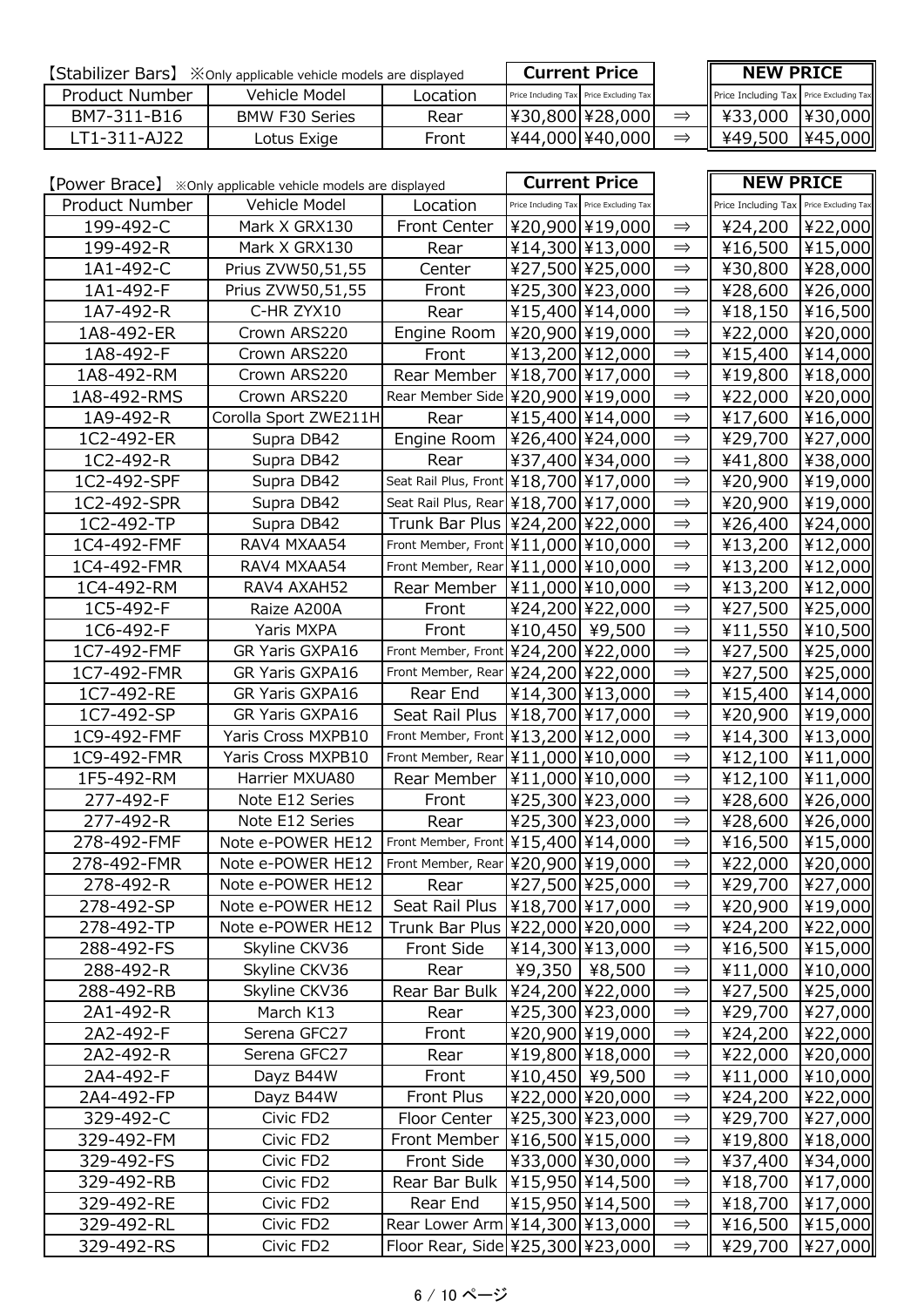| 【Stabilizer Bars】 ※Only applicable vehicle models are displayed | | | Current Price | | | NEW PRICE | |
|---|---|---|---|---|---|---|---|
| Product Number | Vehicle Model | Location | Price Including Tax | Price Excluding Tax | | Price Including Tax | Price Excluding Tax |
| BM7-311-B16 | BMW F30 Series | Rear | ¥30,800 | ¥28,000 | ⇒ | ¥33,000 | ¥30,000 |
| LT1-311-AJ22 | Lotus Exige | Front | ¥44,000 | ¥40,000 | ⇒ | ¥49,500 | ¥45,000 |

| 【Power Brace】 ※Only applicable vehicle models are displayed | | | Current Price | | | NEW PRICE | |
|---|---|---|---|---|---|---|---|
| Product Number | Vehicle Model | Location | Price Including Tax | Price Excluding Tax | | Price Including Tax | Price Excluding Tax |
| 199-492-C | Mark X GRX130 | Front Center | ¥20,900 | ¥19,000 | ⇒ | ¥24,200 | ¥22,000 |
| 199-492-R | Mark X GRX130 | Rear | ¥14,300 | ¥13,000 | ⇒ | ¥16,500 | ¥15,000 |
| 1A1-492-C | Prius ZVW50,51,55 | Center | ¥27,500 | ¥25,000 | ⇒ | ¥30,800 | ¥28,000 |
| 1A1-492-F | Prius ZVW50,51,55 | Front | ¥25,300 | ¥23,000 | ⇒ | ¥28,600 | ¥26,000 |
| 1A7-492-R | C-HR ZYX10 | Rear | ¥15,400 | ¥14,000 | ⇒ | ¥18,150 | ¥16,500 |
| 1A8-492-ER | Crown ARS220 | Engine Room | ¥20,900 | ¥19,000 | ⇒ | ¥22,000 | ¥20,000 |
| 1A8-492-F | Crown ARS220 | Front | ¥13,200 | ¥12,000 | ⇒ | ¥15,400 | ¥14,000 |
| 1A8-492-RM | Crown ARS220 | Rear Member | ¥18,700 | ¥17,000 | ⇒ | ¥19,800 | ¥18,000 |
| 1A8-492-RMS | Crown ARS220 | Rear Member Side | ¥20,900 | ¥19,000 | ⇒ | ¥22,000 | ¥20,000 |
| 1A9-492-R | Corolla Sport ZWE211H | Rear | ¥15,400 | ¥14,000 | ⇒ | ¥17,600 | ¥16,000 |
| 1C2-492-ER | Supra DB42 | Engine Room | ¥26,400 | ¥24,000 | ⇒ | ¥29,700 | ¥27,000 |
| 1C2-492-R | Supra DB42 | Rear | ¥37,400 | ¥34,000 | ⇒ | ¥41,800 | ¥38,000 |
| 1C2-492-SPF | Supra DB42 | Seat Rail Plus, Front | ¥18,700 | ¥17,000 | ⇒ | ¥20,900 | ¥19,000 |
| 1C2-492-SPR | Supra DB42 | Seat Rail Plus, Rear | ¥18,700 | ¥17,000 | ⇒ | ¥20,900 | ¥19,000 |
| 1C2-492-TP | Supra DB42 | Trunk Bar Plus | ¥24,200 | ¥22,000 | ⇒ | ¥26,400 | ¥24,000 |
| 1C4-492-FMF | RAV4 MXAA54 | Front Member, Front | ¥11,000 | ¥10,000 | ⇒ | ¥13,200 | ¥12,000 |
| 1C4-492-FMR | RAV4 MXAA54 | Front Member, Rear | ¥11,000 | ¥10,000 | ⇒ | ¥13,200 | ¥12,000 |
| 1C4-492-RM | RAV4 AXAH52 | Rear Member | ¥11,000 | ¥10,000 | ⇒ | ¥13,200 | ¥12,000 |
| 1C5-492-F | Raize A200A | Front | ¥24,200 | ¥22,000 | ⇒ | ¥27,500 | ¥25,000 |
| 1C6-492-F | Yaris MXPA | Front | ¥10,450 | ¥9,500 | ⇒ | ¥11,550 | ¥10,500 |
| 1C7-492-FMF | GR Yaris GXPA16 | Front Member, Front | ¥24,200 | ¥22,000 | ⇒ | ¥27,500 | ¥25,000 |
| 1C7-492-FMR | GR Yaris GXPA16 | Front Member, Rear | ¥24,200 | ¥22,000 | ⇒ | ¥27,500 | ¥25,000 |
| 1C7-492-RE | GR Yaris GXPA16 | Rear End | ¥14,300 | ¥13,000 | ⇒ | ¥15,400 | ¥14,000 |
| 1C7-492-SP | GR Yaris GXPA16 | Seat Rail Plus | ¥18,700 | ¥17,000 | ⇒ | ¥20,900 | ¥19,000 |
| 1C9-492-FMF | Yaris Cross MXPB10 | Front Member, Front | ¥13,200 | ¥12,000 | ⇒ | ¥14,300 | ¥13,000 |
| 1C9-492-FMR | Yaris Cross MXPB10 | Front Member, Rear | ¥11,000 | ¥10,000 | ⇒ | ¥12,100 | ¥11,000 |
| 1F5-492-RM | Harrier MXUA80 | Rear Member | ¥11,000 | ¥10,000 | ⇒ | ¥12,100 | ¥11,000 |
| 277-492-F | Note E12 Series | Front | ¥25,300 | ¥23,000 | ⇒ | ¥28,600 | ¥26,000 |
| 277-492-R | Note E12 Series | Rear | ¥25,300 | ¥23,000 | ⇒ | ¥28,600 | ¥26,000 |
| 278-492-FMF | Note e-POWER HE12 | Front Member, Front | ¥15,400 | ¥14,000 | ⇒ | ¥16,500 | ¥15,000 |
| 278-492-FMR | Note e-POWER HE12 | Front Member, Rear | ¥20,900 | ¥19,000 | ⇒ | ¥22,000 | ¥20,000 |
| 278-492-R | Note e-POWER HE12 | Rear | ¥27,500 | ¥25,000 | ⇒ | ¥29,700 | ¥27,000 |
| 278-492-SP | Note e-POWER HE12 | Seat Rail Plus | ¥18,700 | ¥17,000 | ⇒ | ¥20,900 | ¥19,000 |
| 278-492-TP | Note e-POWER HE12 | Trunk Bar Plus | ¥22,000 | ¥20,000 | ⇒ | ¥24,200 | ¥22,000 |
| 288-492-FS | Skyline CKV36 | Front Side | ¥14,300 | ¥13,000 | ⇒ | ¥16,500 | ¥15,000 |
| 288-492-R | Skyline CKV36 | Rear | ¥9,350 | ¥8,500 | ⇒ | ¥11,000 | ¥10,000 |
| 288-492-RB | Skyline CKV36 | Rear Bar Bulk | ¥24,200 | ¥22,000 | ⇒ | ¥27,500 | ¥25,000 |
| 2A1-492-R | March K13 | Rear | ¥25,300 | ¥23,000 | ⇒ | ¥29,700 | ¥27,000 |
| 2A2-492-F | Serena GFC27 | Front | ¥20,900 | ¥19,000 | ⇒ | ¥24,200 | ¥22,000 |
| 2A2-492-R | Serena GFC27 | Rear | ¥19,800 | ¥18,000 | ⇒ | ¥22,000 | ¥20,000 |
| 2A4-492-F | Dayz B44W | Front | ¥10,450 | ¥9,500 | ⇒ | ¥11,000 | ¥10,000 |
| 2A4-492-FP | Dayz B44W | Front Plus | ¥22,000 | ¥20,000 | ⇒ | ¥24,200 | ¥22,000 |
| 329-492-C | Civic FD2 | Floor Center | ¥25,300 | ¥23,000 | ⇒ | ¥29,700 | ¥27,000 |
| 329-492-FM | Civic FD2 | Front Member | ¥16,500 | ¥15,000 | ⇒ | ¥19,800 | ¥18,000 |
| 329-492-FS | Civic FD2 | Front Side | ¥33,000 | ¥30,000 | ⇒ | ¥37,400 | ¥34,000 |
| 329-492-RB | Civic FD2 | Rear Bar Bulk | ¥15,950 | ¥14,500 | ⇒ | ¥18,700 | ¥17,000 |
| 329-492-RE | Civic FD2 | Rear End | ¥15,950 | ¥14,500 | ⇒ | ¥18,700 | ¥17,000 |
| 329-492-RL | Civic FD2 | Rear Lower Arm | ¥14,300 | ¥13,000 | ⇒ | ¥16,500 | ¥15,000 |
| 329-492-RS | Civic FD2 | Floor Rear, Side | ¥25,300 | ¥23,000 | ⇒ | ¥29,700 | ¥27,000 |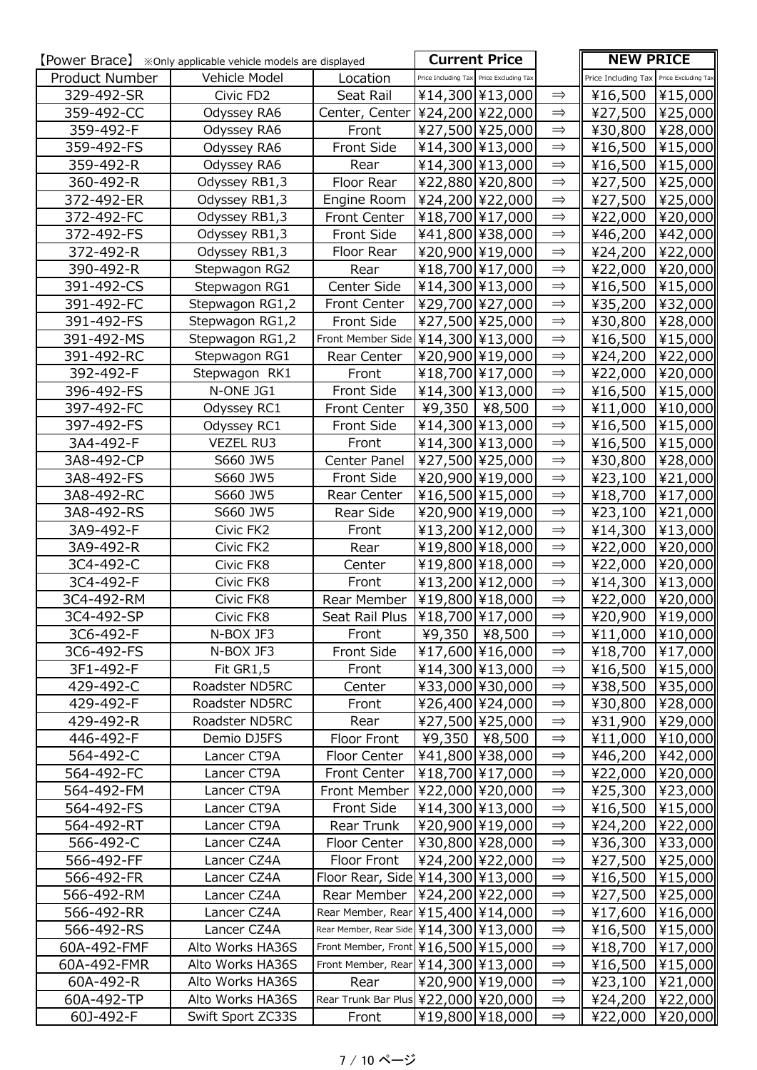| 【Power Brace】 ※Only applicable vehicle models are displayed | | | Current Price | | | NEW PRICE | |
|---|---|---|---|---|---|---|---|
| Product Number | Vehicle Model | Location | Price Including Tax | Price Excluding Tax | | Price Including Tax | Price Excluding Tax |
| 329-492-SR | Civic FD2 | Seat Rail | ¥14,300 | ¥13,000 | ⇒ | ¥16,500 | ¥15,000 |
| 359-492-CC | Odyssey RA6 | Center, Center | ¥24,200 | ¥22,000 | ⇒ | ¥27,500 | ¥25,000 |
| 359-492-F | Odyssey RA6 | Front | ¥27,500 | ¥25,000 | ⇒ | ¥30,800 | ¥28,000 |
| 359-492-FS | Odyssey RA6 | Front Side | ¥14,300 | ¥13,000 | ⇒ | ¥16,500 | ¥15,000 |
| 359-492-R | Odyssey RA6 | Rear | ¥14,300 | ¥13,000 | ⇒ | ¥16,500 | ¥15,000 |
| 360-492-R | Odyssey RB1,3 | Floor Rear | ¥22,880 | ¥20,800 | ⇒ | ¥27,500 | ¥25,000 |
| 372-492-ER | Odyssey RB1,3 | Engine Room | ¥24,200 | ¥22,000 | ⇒ | ¥27,500 | ¥25,000 |
| 372-492-FC | Odyssey RB1,3 | Front Center | ¥18,700 | ¥17,000 | ⇒ | ¥22,000 | ¥20,000 |
| 372-492-FS | Odyssey RB1,3 | Front Side | ¥41,800 | ¥38,000 | ⇒ | ¥46,200 | ¥42,000 |
| 372-492-R | Odyssey RB1,3 | Floor Rear | ¥20,900 | ¥19,000 | ⇒ | ¥24,200 | ¥22,000 |
| 390-492-R | Stepwagon RG2 | Rear | ¥18,700 | ¥17,000 | ⇒ | ¥22,000 | ¥20,000 |
| 391-492-CS | Stepwagon RG1 | Center Side | ¥14,300 | ¥13,000 | ⇒ | ¥16,500 | ¥15,000 |
| 391-492-FC | Stepwagon RG1,2 | Front Center | ¥29,700 | ¥27,000 | ⇒ | ¥35,200 | ¥32,000 |
| 391-492-FS | Stepwagon RG1,2 | Front Side | ¥27,500 | ¥25,000 | ⇒ | ¥30,800 | ¥28,000 |
| 391-492-MS | Stepwagon RG1,2 | Front Member Side | ¥14,300 | ¥13,000 | ⇒ | ¥16,500 | ¥15,000 |
| 391-492-RC | Stepwagon RG1 | Rear Center | ¥20,900 | ¥19,000 | ⇒ | ¥24,200 | ¥22,000 |
| 392-492-F | Stepwagon RK1 | Front | ¥18,700 | ¥17,000 | ⇒ | ¥22,000 | ¥20,000 |
| 396-492-FS | N-ONE JG1 | Front Side | ¥14,300 | ¥13,000 | ⇒ | ¥16,500 | ¥15,000 |
| 397-492-FC | Odyssey RC1 | Front Center | ¥9,350 | ¥8,500 | ⇒ | ¥11,000 | ¥10,000 |
| 397-492-FS | Odyssey RC1 | Front Side | ¥14,300 | ¥13,000 | ⇒ | ¥16,500 | ¥15,000 |
| 3A4-492-F | VEZEL RU3 | Front | ¥14,300 | ¥13,000 | ⇒ | ¥16,500 | ¥15,000 |
| 3A8-492-CP | S660 JW5 | Center Panel | ¥27,500 | ¥25,000 | ⇒ | ¥30,800 | ¥28,000 |
| 3A8-492-FS | S660 JW5 | Front Side | ¥20,900 | ¥19,000 | ⇒ | ¥23,100 | ¥21,000 |
| 3A8-492-RC | S660 JW5 | Rear Center | ¥16,500 | ¥15,000 | ⇒ | ¥18,700 | ¥17,000 |
| 3A8-492-RS | S660 JW5 | Rear Side | ¥20,900 | ¥19,000 | ⇒ | ¥23,100 | ¥21,000 |
| 3A9-492-F | Civic FK2 | Front | ¥13,200 | ¥12,000 | ⇒ | ¥14,300 | ¥13,000 |
| 3A9-492-R | Civic FK2 | Rear | ¥19,800 | ¥18,000 | ⇒ | ¥22,000 | ¥20,000 |
| 3C4-492-C | Civic FK8 | Center | ¥19,800 | ¥18,000 | ⇒ | ¥22,000 | ¥20,000 |
| 3C4-492-F | Civic FK8 | Front | ¥13,200 | ¥12,000 | ⇒ | ¥14,300 | ¥13,000 |
| 3C4-492-RM | Civic FK8 | Rear Member | ¥19,800 | ¥18,000 | ⇒ | ¥22,000 | ¥20,000 |
| 3C4-492-SP | Civic FK8 | Seat Rail Plus | ¥18,700 | ¥17,000 | ⇒ | ¥20,900 | ¥19,000 |
| 3C6-492-F | N-BOX JF3 | Front | ¥9,350 | ¥8,500 | ⇒ | ¥11,000 | ¥10,000 |
| 3C6-492-FS | N-BOX JF3 | Front Side | ¥17,600 | ¥16,000 | ⇒ | ¥18,700 | ¥17,000 |
| 3F1-492-F | Fit GR1,5 | Front | ¥14,300 | ¥13,000 | ⇒ | ¥16,500 | ¥15,000 |
| 429-492-C | Roadster ND5RC | Center | ¥33,000 | ¥30,000 | ⇒ | ¥38,500 | ¥35,000 |
| 429-492-F | Roadster ND5RC | Front | ¥26,400 | ¥24,000 | ⇒ | ¥30,800 | ¥28,000 |
| 429-492-R | Roadster ND5RC | Rear | ¥27,500 | ¥25,000 | ⇒ | ¥31,900 | ¥29,000 |
| 446-492-F | Demio DJ5FS | Floor Front | ¥9,350 | ¥8,500 | ⇒ | ¥11,000 | ¥10,000 |
| 564-492-C | Lancer CT9A | Floor Center | ¥41,800 | ¥38,000 | ⇒ | ¥46,200 | ¥42,000 |
| 564-492-FC | Lancer CT9A | Front Center | ¥18,700 | ¥17,000 | ⇒ | ¥22,000 | ¥20,000 |
| 564-492-FM | Lancer CT9A | Front Member | ¥22,000 | ¥20,000 | ⇒ | ¥25,300 | ¥23,000 |
| 564-492-FS | Lancer CT9A | Front Side | ¥14,300 | ¥13,000 | ⇒ | ¥16,500 | ¥15,000 |
| 564-492-RT | Lancer CT9A | Rear Trunk | ¥20,900 | ¥19,000 | ⇒ | ¥24,200 | ¥22,000 |
| 566-492-C | Lancer CZ4A | Floor Center | ¥30,800 | ¥28,000 | ⇒ | ¥36,300 | ¥33,000 |
| 566-492-FF | Lancer CZ4A | Floor Front | ¥24,200 | ¥22,000 | ⇒ | ¥27,500 | ¥25,000 |
| 566-492-FR | Lancer CZ4A | Floor Rear, Side | ¥14,300 | ¥13,000 | ⇒ | ¥16,500 | ¥15,000 |
| 566-492-RM | Lancer CZ4A | Rear Member | ¥24,200 | ¥22,000 | ⇒ | ¥27,500 | ¥25,000 |
| 566-492-RR | Lancer CZ4A | Rear Member, Rear | ¥15,400 | ¥14,000 | ⇒ | ¥17,600 | ¥16,000 |
| 566-492-RS | Lancer CZ4A | Rear Member, Rear Side | ¥14,300 | ¥13,000 | ⇒ | ¥16,500 | ¥15,000 |
| 60A-492-FMF | Alto Works HA36S | Front Member, Front | ¥16,500 | ¥15,000 | ⇒ | ¥18,700 | ¥17,000 |
| 60A-492-FMR | Alto Works HA36S | Front Member, Rear | ¥14,300 | ¥13,000 | ⇒ | ¥16,500 | ¥15,000 |
| 60A-492-R | Alto Works HA36S | Rear | ¥20,900 | ¥19,000 | ⇒ | ¥23,100 | ¥21,000 |
| 60A-492-TP | Alto Works HA36S | Rear Trunk Bar Plus | ¥22,000 | ¥20,000 | ⇒ | ¥24,200 | ¥22,000 |
| 60J-492-F | Swift Sport ZC33S | Front | ¥19,800 | ¥18,000 | ⇒ | ¥22,000 | ¥20,000 |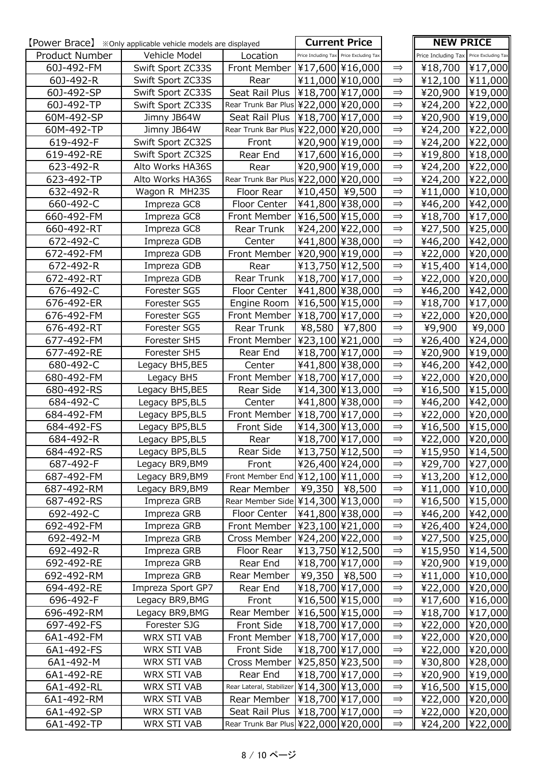| 【Power Brace】 ※Only applicable vehicle models are displayed | | | Current Price | | | NEW PRICE | |
|---|---|---|---|---|---|---|---|
| Product Number | Vehicle Model | Location | Price Including Tax | Price Excluding Tax | | Price Including Tax | Price Excluding Tax |
| 60J-492-FM | Swift Sport ZC33S | Front Member | ¥17,600 | ¥16,000 | ⇒ | ¥18,700 | ¥17,000 |
| 60J-492-R | Swift Sport ZC33S | Rear | ¥11,000 | ¥10,000 | ⇒ | ¥12,100 | ¥11,000 |
| 60J-492-SP | Swift Sport ZC33S | Seat Rail Plus | ¥18,700 | ¥17,000 | ⇒ | ¥20,900 | ¥19,000 |
| 60J-492-TP | Swift Sport ZC33S | Rear Trunk Bar Plus | ¥22,000 | ¥20,000 | ⇒ | ¥24,200 | ¥22,000 |
| 60M-492-SP | Jimny JB64W | Seat Rail Plus | ¥18,700 | ¥17,000 | ⇒ | ¥20,900 | ¥19,000 |
| 60M-492-TP | Jimny JB64W | Rear Trunk Bar Plus | ¥22,000 | ¥20,000 | ⇒ | ¥24,200 | ¥22,000 |
| 619-492-F | Swift Sport ZC32S | Front | ¥20,900 | ¥19,000 | ⇒ | ¥24,200 | ¥22,000 |
| 619-492-RE | Swift Sport ZC32S | Rear End | ¥17,600 | ¥16,000 | ⇒ | ¥19,800 | ¥18,000 |
| 623-492-R | Alto Works HA36S | Rear | ¥20,900 | ¥19,000 | ⇒ | ¥24,200 | ¥22,000 |
| 623-492-TP | Alto Works HA36S | Rear Trunk Bar Plus | ¥22,000 | ¥20,000 | ⇒ | ¥24,200 | ¥22,000 |
| 632-492-R | Wagon R MH23S | Floor Rear | ¥10,450 | ¥9,500 | ⇒ | ¥11,000 | ¥10,000 |
| 660-492-C | Impreza GC8 | Floor Center | ¥41,800 | ¥38,000 | ⇒ | ¥46,200 | ¥42,000 |
| 660-492-FM | Impreza GC8 | Front Member | ¥16,500 | ¥15,000 | ⇒ | ¥18,700 | ¥17,000 |
| 660-492-RT | Impreza GC8 | Rear Trunk | ¥24,200 | ¥22,000 | ⇒ | ¥27,500 | ¥25,000 |
| 672-492-C | Impreza GDB | Center | ¥41,800 | ¥38,000 | ⇒ | ¥46,200 | ¥42,000 |
| 672-492-FM | Impreza GDB | Front Member | ¥20,900 | ¥19,000 | ⇒ | ¥22,000 | ¥20,000 |
| 672-492-R | Impreza GDB | Rear | ¥13,750 | ¥12,500 | ⇒ | ¥15,400 | ¥14,000 |
| 672-492-RT | Impreza GDB | Rear Trunk | ¥18,700 | ¥17,000 | ⇒ | ¥22,000 | ¥20,000 |
| 676-492-C | Forester SG5 | Floor Center | ¥41,800 | ¥38,000 | ⇒ | ¥46,200 | ¥42,000 |
| 676-492-ER | Forester SG5 | Engine Room | ¥16,500 | ¥15,000 | ⇒ | ¥18,700 | ¥17,000 |
| 676-492-FM | Forester SG5 | Front Member | ¥18,700 | ¥17,000 | ⇒ | ¥22,000 | ¥20,000 |
| 676-492-RT | Forester SG5 | Rear Trunk | ¥8,580 | ¥7,800 | ⇒ | ¥9,900 | ¥9,000 |
| 677-492-FM | Forester SH5 | Front Member | ¥23,100 | ¥21,000 | ⇒ | ¥26,400 | ¥24,000 |
| 677-492-RE | Forester SH5 | Rear End | ¥18,700 | ¥17,000 | ⇒ | ¥20,900 | ¥19,000 |
| 680-492-C | Legacy BH5,BE5 | Center | ¥41,800 | ¥38,000 | ⇒ | ¥46,200 | ¥42,000 |
| 680-492-FM | Legacy BH5 | Front Member | ¥18,700 | ¥17,000 | ⇒ | ¥22,000 | ¥20,000 |
| 680-492-RS | Legacy BH5,BE5 | Rear Side | ¥14,300 | ¥13,000 | ⇒ | ¥16,500 | ¥15,000 |
| 684-492-C | Legacy BP5,BL5 | Center | ¥41,800 | ¥38,000 | ⇒ | ¥46,200 | ¥42,000 |
| 684-492-FM | Legacy BP5,BL5 | Front Member | ¥18,700 | ¥17,000 | ⇒ | ¥22,000 | ¥20,000 |
| 684-492-FS | Legacy BP5,BL5 | Front Side | ¥14,300 | ¥13,000 | ⇒ | ¥16,500 | ¥15,000 |
| 684-492-R | Legacy BP5,BL5 | Rear | ¥18,700 | ¥17,000 | ⇒ | ¥22,000 | ¥20,000 |
| 684-492-RS | Legacy BP5,BL5 | Rear Side | ¥13,750 | ¥12,500 | ⇒ | ¥15,950 | ¥14,500 |
| 687-492-F | Legacy BR9,BM9 | Front | ¥26,400 | ¥24,000 | ⇒ | ¥29,700 | ¥27,000 |
| 687-492-FM | Legacy BR9,BM9 | Front Member End | ¥12,100 | ¥11,000 | ⇒ | ¥13,200 | ¥12,000 |
| 687-492-RM | Legacy BR9,BM9 | Rear Member | ¥9,350 | ¥8,500 | ⇒ | ¥11,000 | ¥10,000 |
| 687-492-RS | Impreza GRB | Rear Member Side | ¥14,300 | ¥13,000 | ⇒ | ¥16,500 | ¥15,000 |
| 692-492-C | Impreza GRB | Floor Center | ¥41,800 | ¥38,000 | ⇒ | ¥46,200 | ¥42,000 |
| 692-492-FM | Impreza GRB | Front Member | ¥23,100 | ¥21,000 | ⇒ | ¥26,400 | ¥24,000 |
| 692-492-M | Impreza GRB | Cross Member | ¥24,200 | ¥22,000 | ⇒ | ¥27,500 | ¥25,000 |
| 692-492-R | Impreza GRB | Floor Rear | ¥13,750 | ¥12,500 | ⇒ | ¥15,950 | ¥14,500 |
| 692-492-RE | Impreza GRB | Rear End | ¥18,700 | ¥17,000 | ⇒ | ¥20,900 | ¥19,000 |
| 692-492-RM | Impreza GRB | Rear Member | ¥9,350 | ¥8,500 | ⇒ | ¥11,000 | ¥10,000 |
| 694-492-RE | Impreza Sport GP7 | Rear End | ¥18,700 | ¥17,000 | ⇒ | ¥22,000 | ¥20,000 |
| 696-492-F | Legacy BR9,BMG | Front | ¥16,500 | ¥15,000 | ⇒ | ¥17,600 | ¥16,000 |
| 696-492-RM | Legacy BR9,BMG | Rear Member | ¥16,500 | ¥15,000 | ⇒ | ¥18,700 | ¥17,000 |
| 697-492-FS | Forester SJG | Front Side | ¥18,700 | ¥17,000 | ⇒ | ¥22,000 | ¥20,000 |
| 6A1-492-FM | WRX STI VAB | Front Member | ¥18,700 | ¥17,000 | ⇒ | ¥22,000 | ¥20,000 |
| 6A1-492-FS | WRX STI VAB | Front Side | ¥18,700 | ¥17,000 | ⇒ | ¥22,000 | ¥20,000 |
| 6A1-492-M | WRX STI VAB | Cross Member | ¥25,850 | ¥23,500 | ⇒ | ¥30,800 | ¥28,000 |
| 6A1-492-RE | WRX STI VAB | Rear End | ¥18,700 | ¥17,000 | ⇒ | ¥20,900 | ¥19,000 |
| 6A1-492-RL | WRX STI VAB | Rear Lateral, Stabilizer | ¥14,300 | ¥13,000 | ⇒ | ¥16,500 | ¥15,000 |
| 6A1-492-RM | WRX STI VAB | Rear Member | ¥18,700 | ¥17,000 | ⇒ | ¥22,000 | ¥20,000 |
| 6A1-492-SP | WRX STI VAB | Seat Rail Plus | ¥18,700 | ¥17,000 | ⇒ | ¥22,000 | ¥20,000 |
| 6A1-492-TP | WRX STI VAB | Rear Trunk Bar Plus | ¥22,000 | ¥20,000 | ⇒ | ¥24,200 | ¥22,000 |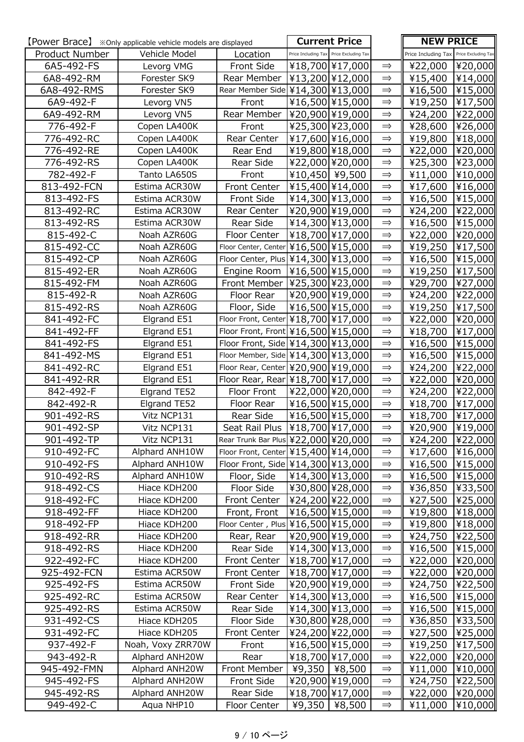| 【Power Brace】 ※Only applicable vehicle models are displayed | | | Current Price | | | NEW PRICE | |
|---|---|---|---|---|---|---|---|
| Product Number | Vehicle Model | Location | Price Including Tax | Price Excluding Tax | | Price Including Tax | Price Excluding Tax |
| 6A5-492-FS | Levorg VMG | Front Side | ¥18,700 | ¥17,000 | ⇒ | ¥22,000 | ¥20,000 |
| 6A8-492-RM | Forester SK9 | Rear Member | ¥13,200 | ¥12,000 | ⇒ | ¥15,400 | ¥14,000 |
| 6A8-492-RMS | Forester SK9 | Rear Member Side | ¥14,300 | ¥13,000 | ⇒ | ¥16,500 | ¥15,000 |
| 6A9-492-F | Levorg VN5 | Front | ¥16,500 | ¥15,000 | ⇒ | ¥19,250 | ¥17,500 |
| 6A9-492-RM | Levorg VN5 | Rear Member | ¥20,900 | ¥19,000 | ⇒ | ¥24,200 | ¥22,000 |
| 776-492-F | Copen LA400K | Front | ¥25,300 | ¥23,000 | ⇒ | ¥28,600 | ¥26,000 |
| 776-492-RC | Copen LA400K | Rear Center | ¥17,600 | ¥16,000 | ⇒ | ¥19,800 | ¥18,000 |
| 776-492-RE | Copen LA400K | Rear End | ¥19,800 | ¥18,000 | ⇒ | ¥22,000 | ¥20,000 |
| 776-492-RS | Copen LA400K | Rear Side | ¥22,000 | ¥20,000 | ⇒ | ¥25,300 | ¥23,000 |
| 782-492-F | Tanto LA650S | Front | ¥10,450 | ¥9,500 | ⇒ | ¥11,000 | ¥10,000 |
| 813-492-FCN | Estima ACR30W | Front Center | ¥15,400 | ¥14,000 | ⇒ | ¥17,600 | ¥16,000 |
| 813-492-FS | Estima ACR30W | Front Side | ¥14,300 | ¥13,000 | ⇒ | ¥16,500 | ¥15,000 |
| 813-492-RC | Estima ACR30W | Rear Center | ¥20,900 | ¥19,000 | ⇒ | ¥24,200 | ¥22,000 |
| 813-492-RS | Estima ACR30W | Rear Side | ¥14,300 | ¥13,000 | ⇒ | ¥16,500 | ¥15,000 |
| 815-492-C | Noah AZR60G | Floor Center | ¥18,700 | ¥17,000 | ⇒ | ¥22,000 | ¥20,000 |
| 815-492-CC | Noah AZR60G | Floor Center, Center | ¥16,500 | ¥15,000 | ⇒ | ¥19,250 | ¥17,500 |
| 815-492-CP | Noah AZR60G | Floor Center, Plus | ¥14,300 | ¥13,000 | ⇒ | ¥16,500 | ¥15,000 |
| 815-492-ER | Noah AZR60G | Engine Room | ¥16,500 | ¥15,000 | ⇒ | ¥19,250 | ¥17,500 |
| 815-492-FM | Noah AZR60G | Front Member | ¥25,300 | ¥23,000 | ⇒ | ¥29,700 | ¥27,000 |
| 815-492-R | Noah AZR60G | Floor Rear | ¥20,900 | ¥19,000 | ⇒ | ¥24,200 | ¥22,000 |
| 815-492-RS | Noah AZR60G | Floor, Side | ¥16,500 | ¥15,000 | ⇒ | ¥19,250 | ¥17,500 |
| 841-492-FC | Elgrand E51 | Floor Front, Center | ¥18,700 | ¥17,000 | ⇒ | ¥22,000 | ¥20,000 |
| 841-492-FF | Elgrand E51 | Floor Front, Front | ¥16,500 | ¥15,000 | ⇒ | ¥18,700 | ¥17,000 |
| 841-492-FS | Elgrand E51 | Floor Front, Side | ¥14,300 | ¥13,000 | ⇒ | ¥16,500 | ¥15,000 |
| 841-492-MS | Elgrand E51 | Floor Member, Side | ¥14,300 | ¥13,000 | ⇒ | ¥16,500 | ¥15,000 |
| 841-492-RC | Elgrand E51 | Floor Rear, Center | ¥20,900 | ¥19,000 | ⇒ | ¥24,200 | ¥22,000 |
| 841-492-RR | Elgrand E51 | Floor Rear, Rear | ¥18,700 | ¥17,000 | ⇒ | ¥22,000 | ¥20,000 |
| 842-492-F | Elgrand TE52 | Floor Front | ¥22,000 | ¥20,000 | ⇒ | ¥24,200 | ¥22,000 |
| 842-492-R | Elgrand TE52 | Floor Rear | ¥16,500 | ¥15,000 | ⇒ | ¥18,700 | ¥17,000 |
| 901-492-RS | Vitz NCP131 | Rear Side | ¥16,500 | ¥15,000 | ⇒ | ¥18,700 | ¥17,000 |
| 901-492-SP | Vitz NCP131 | Seat Rail Plus | ¥18,700 | ¥17,000 | ⇒ | ¥20,900 | ¥19,000 |
| 901-492-TP | Vitz NCP131 | Rear Trunk Bar Plus | ¥22,000 | ¥20,000 | ⇒ | ¥24,200 | ¥22,000 |
| 910-492-FC | Alphard ANH10W | Floor Front, Center | ¥15,400 | ¥14,000 | ⇒ | ¥17,600 | ¥16,000 |
| 910-492-FS | Alphard ANH10W | Floor Front, Side | ¥14,300 | ¥13,000 | ⇒ | ¥16,500 | ¥15,000 |
| 910-492-RS | Alphard ANH10W | Floor, Side | ¥14,300 | ¥13,000 | ⇒ | ¥16,500 | ¥15,000 |
| 918-492-CS | Hiace KDH200 | Floor Side | ¥30,800 | ¥28,000 | ⇒ | ¥36,850 | ¥33,500 |
| 918-492-FC | Hiace KDH200 | Front Center | ¥24,200 | ¥22,000 | ⇒ | ¥27,500 | ¥25,000 |
| 918-492-FF | Hiace KDH200 | Front, Front | ¥16,500 | ¥15,000 | ⇒ | ¥19,800 | ¥18,000 |
| 918-492-FP | Hiace KDH200 | Floor Center , Plus | ¥16,500 | ¥15,000 | ⇒ | ¥19,800 | ¥18,000 |
| 918-492-RR | Hiace KDH200 | Rear, Rear | ¥20,900 | ¥19,000 | ⇒ | ¥24,750 | ¥22,500 |
| 918-492-RS | Hiace KDH200 | Rear Side | ¥14,300 | ¥13,000 | ⇒ | ¥16,500 | ¥15,000 |
| 922-492-FC | Hiace KDH200 | Front Center | ¥18,700 | ¥17,000 | ⇒ | ¥22,000 | ¥20,000 |
| 925-492-FCN | Estima ACR50W | Front Center | ¥18,700 | ¥17,000 | ⇒ | ¥22,000 | ¥20,000 |
| 925-492-FS | Estima ACR50W | Front Side | ¥20,900 | ¥19,000 | ⇒ | ¥24,750 | ¥22,500 |
| 925-492-RC | Estima ACR50W | Rear Center | ¥14,300 | ¥13,000 | ⇒ | ¥16,500 | ¥15,000 |
| 925-492-RS | Estima ACR50W | Rear Side | ¥14,300 | ¥13,000 | ⇒ | ¥16,500 | ¥15,000 |
| 931-492-CS | Hiace KDH205 | Floor Side | ¥30,800 | ¥28,000 | ⇒ | ¥36,850 | ¥33,500 |
| 931-492-FC | Hiace KDH205 | Front Center | ¥24,200 | ¥22,000 | ⇒ | ¥27,500 | ¥25,000 |
| 937-492-F | Noah, Voxy ZRR70W | Front | ¥16,500 | ¥15,000 | ⇒ | ¥19,250 | ¥17,500 |
| 943-492-R | Alphard ANH20W | Rear | ¥18,700 | ¥17,000 | ⇒ | ¥22,000 | ¥20,000 |
| 945-492-FMN | Alphard ANH20W | Front Member | ¥9,350 | ¥8,500 | ⇒ | ¥11,000 | ¥10,000 |
| 945-492-FS | Alphard ANH20W | Front Side | ¥20,900 | ¥19,000 | ⇒ | ¥24,750 | ¥22,500 |
| 945-492-RS | Alphard ANH20W | Rear Side | ¥18,700 | ¥17,000 | ⇒ | ¥22,000 | ¥20,000 |
| 949-492-C | Aqua NHP10 | Floor Center | ¥9,350 | ¥8,500 | ⇒ | ¥11,000 | ¥10,000 |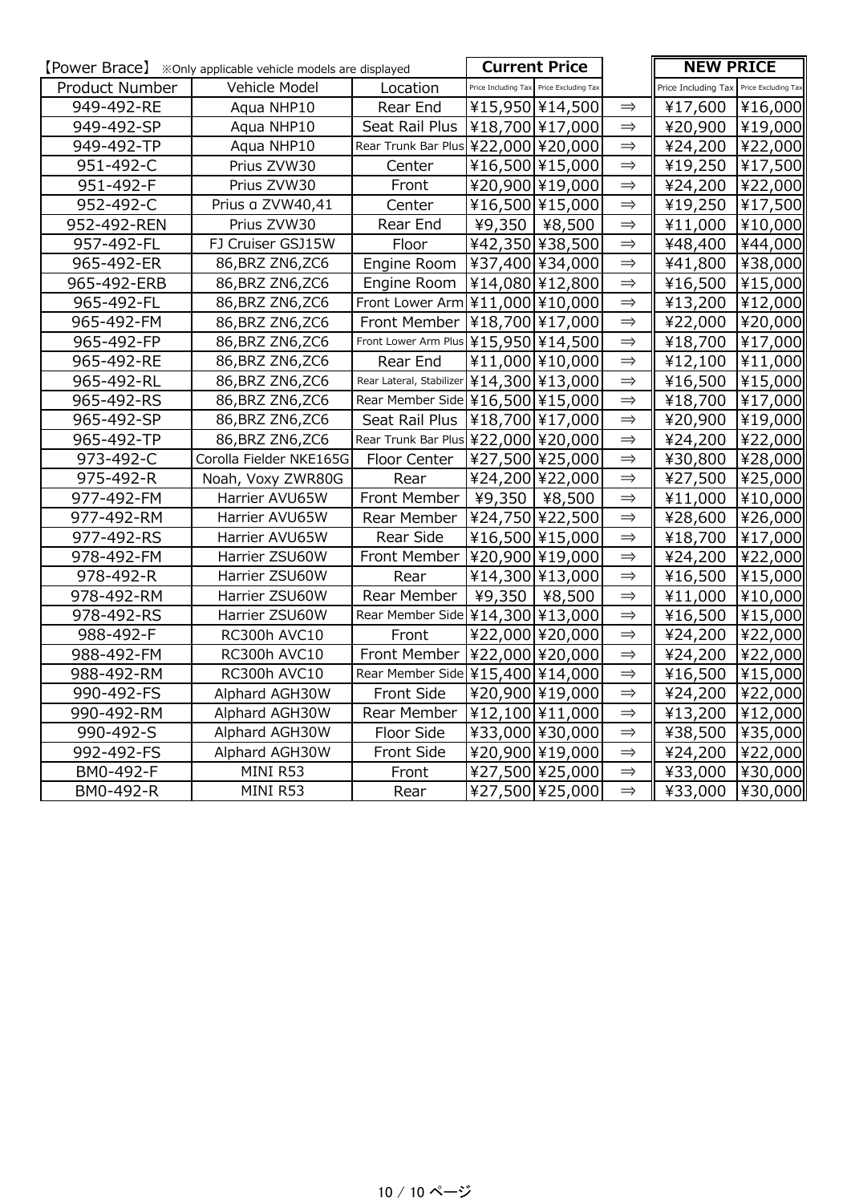| 【Power Brace】 ※Only applicable vehicle models are displayed | | | Current Price | | | NEW PRICE | |
|---|---|---|---|---|---|---|---|
| Product Number | Vehicle Model | Location | Price Including Tax | Price Excluding Tax | | Price Including Tax | Price Excluding Tax |
| 949-492-RE | Aqua NHP10 | Rear End | ¥15,950 | ¥14,500 | ⇒ | ¥17,600 | ¥16,000 |
| 949-492-SP | Aqua NHP10 | Seat Rail Plus | ¥18,700 | ¥17,000 | ⇒ | ¥20,900 | ¥19,000 |
| 949-492-TP | Aqua NHP10 | Rear Trunk Bar Plus | ¥22,000 | ¥20,000 | ⇒ | ¥24,200 | ¥22,000 |
| 951-492-C | Prius ZVW30 | Center | ¥16,500 | ¥15,000 | ⇒ | ¥19,250 | ¥17,500 |
| 951-492-F | Prius ZVW30 | Front | ¥20,900 | ¥19,000 | ⇒ | ¥24,200 | ¥22,000 |
| 952-492-C | Prius α ZVW40,41 | Center | ¥16,500 | ¥15,000 | ⇒ | ¥19,250 | ¥17,500 |
| 952-492-REN | Prius ZVW30 | Rear End | ¥9,350 | ¥8,500 | ⇒ | ¥11,000 | ¥10,000 |
| 957-492-FL | FJ Cruiser GSJ15W | Floor | ¥42,350 | ¥38,500 | ⇒ | ¥48,400 | ¥44,000 |
| 965-492-ER | 86,BRZ ZN6,ZC6 | Engine Room | ¥37,400 | ¥34,000 | ⇒ | ¥41,800 | ¥38,000 |
| 965-492-ERB | 86,BRZ ZN6,ZC6 | Engine Room | ¥14,080 | ¥12,800 | ⇒ | ¥16,500 | ¥15,000 |
| 965-492-FL | 86,BRZ ZN6,ZC6 | Front Lower Arm | ¥11,000 | ¥10,000 | ⇒ | ¥13,200 | ¥12,000 |
| 965-492-FM | 86,BRZ ZN6,ZC6 | Front Member | ¥18,700 | ¥17,000 | ⇒ | ¥22,000 | ¥20,000 |
| 965-492-FP | 86,BRZ ZN6,ZC6 | Front Lower Arm Plus | ¥15,950 | ¥14,500 | ⇒ | ¥18,700 | ¥17,000 |
| 965-492-RE | 86,BRZ ZN6,ZC6 | Rear End | ¥11,000 | ¥10,000 | ⇒ | ¥12,100 | ¥11,000 |
| 965-492-RL | 86,BRZ ZN6,ZC6 | Rear Lateral, Stabilizer | ¥14,300 | ¥13,000 | ⇒ | ¥16,500 | ¥15,000 |
| 965-492-RS | 86,BRZ ZN6,ZC6 | Rear Member Side | ¥16,500 | ¥15,000 | ⇒ | ¥18,700 | ¥17,000 |
| 965-492-SP | 86,BRZ ZN6,ZC6 | Seat Rail Plus | ¥18,700 | ¥17,000 | ⇒ | ¥20,900 | ¥19,000 |
| 965-492-TP | 86,BRZ ZN6,ZC6 | Rear Trunk Bar Plus | ¥22,000 | ¥20,000 | ⇒ | ¥24,200 | ¥22,000 |
| 973-492-C | Corolla Fielder NKE165G | Floor Center | ¥27,500 | ¥25,000 | ⇒ | ¥30,800 | ¥28,000 |
| 975-492-R | Noah, Voxy ZWR80G | Rear | ¥24,200 | ¥22,000 | ⇒ | ¥27,500 | ¥25,000 |
| 977-492-FM | Harrier AVU65W | Front Member | ¥9,350 | ¥8,500 | ⇒ | ¥11,000 | ¥10,000 |
| 977-492-RM | Harrier AVU65W | Rear Member | ¥24,750 | ¥22,500 | ⇒ | ¥28,600 | ¥26,000 |
| 977-492-RS | Harrier AVU65W | Rear Side | ¥16,500 | ¥15,000 | ⇒ | ¥18,700 | ¥17,000 |
| 978-492-FM | Harrier ZSU60W | Front Member | ¥20,900 | ¥19,000 | ⇒ | ¥24,200 | ¥22,000 |
| 978-492-R | Harrier ZSU60W | Rear | ¥14,300 | ¥13,000 | ⇒ | ¥16,500 | ¥15,000 |
| 978-492-RM | Harrier ZSU60W | Rear Member | ¥9,350 | ¥8,500 | ⇒ | ¥11,000 | ¥10,000 |
| 978-492-RS | Harrier ZSU60W | Rear Member Side | ¥14,300 | ¥13,000 | ⇒ | ¥16,500 | ¥15,000 |
| 988-492-F | RC300h AVC10 | Front | ¥22,000 | ¥20,000 | ⇒ | ¥24,200 | ¥22,000 |
| 988-492-FM | RC300h AVC10 | Front Member | ¥22,000 | ¥20,000 | ⇒ | ¥24,200 | ¥22,000 |
| 988-492-RM | RC300h AVC10 | Rear Member Side | ¥15,400 | ¥14,000 | ⇒ | ¥16,500 | ¥15,000 |
| 990-492-FS | Alphard AGH30W | Front Side | ¥20,900 | ¥19,000 | ⇒ | ¥24,200 | ¥22,000 |
| 990-492-RM | Alphard AGH30W | Rear Member | ¥12,100 | ¥11,000 | ⇒ | ¥13,200 | ¥12,000 |
| 990-492-S | Alphard AGH30W | Floor Side | ¥33,000 | ¥30,000 | ⇒ | ¥38,500 | ¥35,000 |
| 992-492-FS | Alphard AGH30W | Front Side | ¥20,900 | ¥19,000 | ⇒ | ¥24,200 | ¥22,000 |
| BM0-492-F | MINI R53 | Front | ¥27,500 | ¥25,000 | ⇒ | ¥33,000 | ¥30,000 |
| BM0-492-R | MINI R53 | Rear | ¥27,500 | ¥25,000 | ⇒ | ¥33,000 | ¥30,000 |